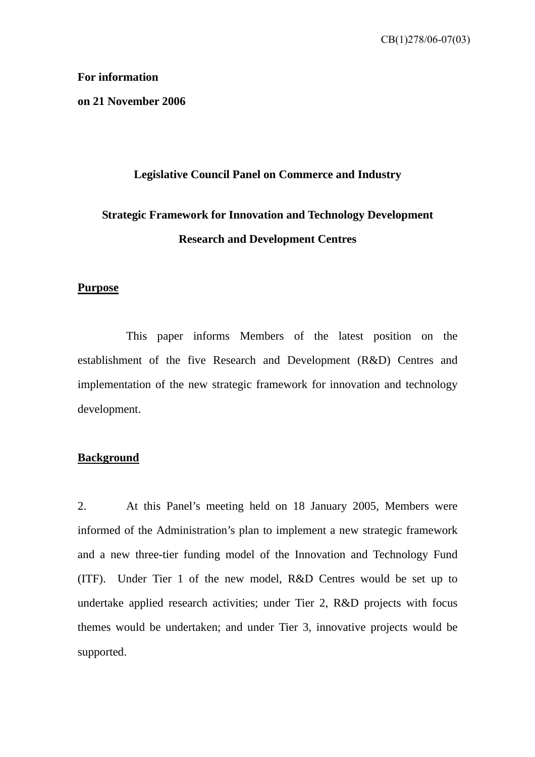CB(1)278/06-07(03)

**For information**

**on 21 November 2006**

# Legislative Council Panel on Commerce and Industry

## Strategic Framework for Innovation and Technology Development

## Research and Development Centres

### Purpose

This paper informs Members of the latest position on the establishment of the five Research and Development (R&D) Centres and implementation of the new strategic framework for innovation and technology development.

### Background

2. At this Panel's meeting held on 18 January 2005, Members were informed of the Administration's plan to implement a new strategic framework and a new three-tier funding model of the Innovation and Technology Fund (ITF). Under Tier 1 of the new model, R&D Centres would be set up to undertake applied research activities; under Tier 2, R&D projects with focus themes would be undertaken; and under Tier 3, innovative projects would be supported.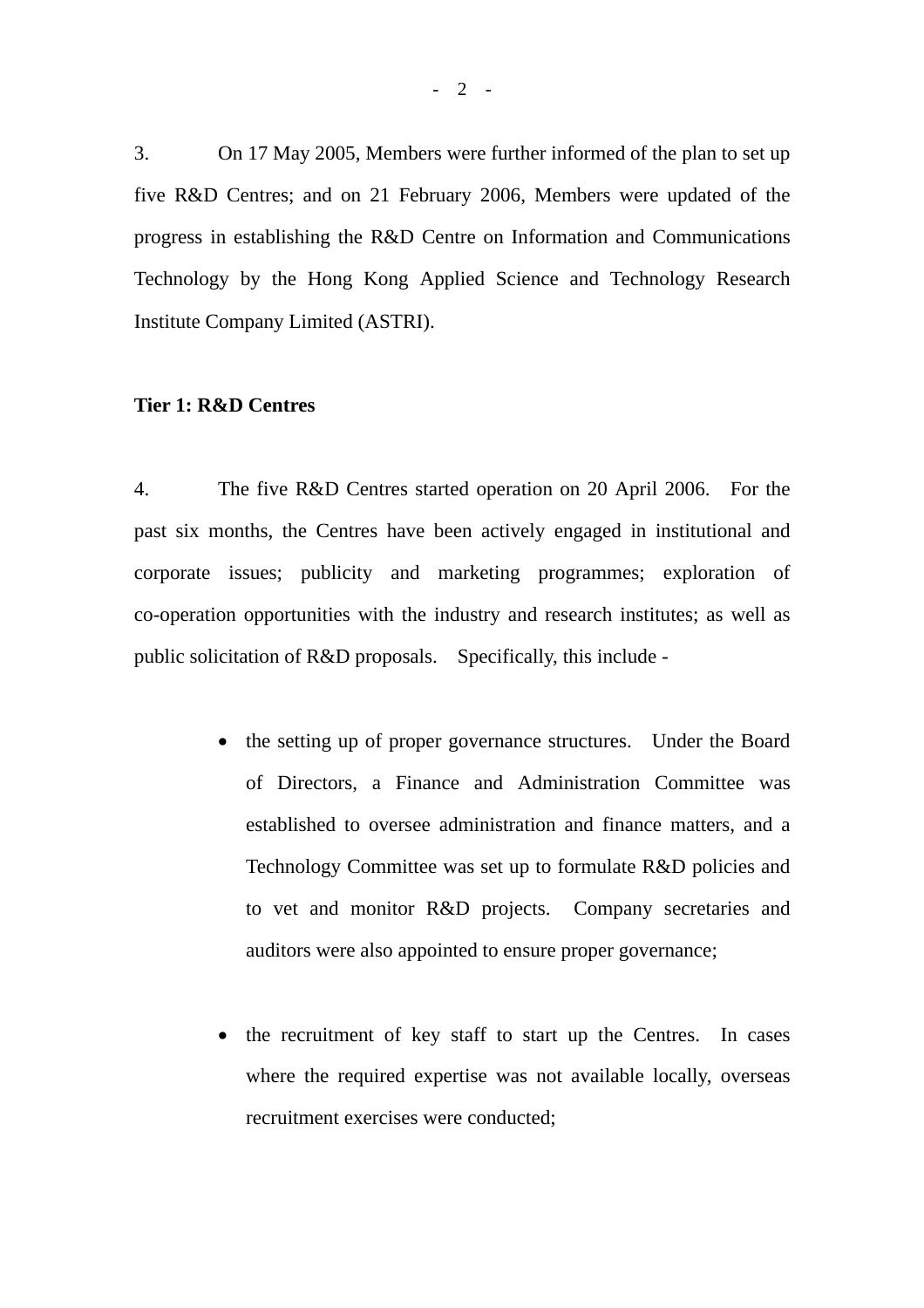3. On 17 May 2005, Members were further informed of the plan to set up five R&D Centres; and on 21 February 2006, Members were updated of the progress in establishing the R&D Centre on Information and Communications Technology by the Hong Kong Applied Science and Technology Research Institute Company Limited (ASTRI).

**Tier 1: R&D Centres**

4. The five R&D Centres started operation on 20 April 2006. For the past six months, the Centres have been actively engaged in institutional and corporate issues; publicity and marketing programmes; exploration of co-operation opportunities with the industry and research institutes; as well as public solicitation of R&D proposals. Specifically, this include -

- the setting up of proper governance structures. Under the Board of Directors, a Finance and Administration Committee was established to oversee administration and finance matters, and a Technology Committee was set up to formulate R&D policies and to vet and monitor R&D projects. Company secretaries and auditors were also appointed to ensure proper governance;

- the recruitment of key staff to start up the Centres. In cases where the required expertise was not available locally, overseas recruitment exercises were conducted;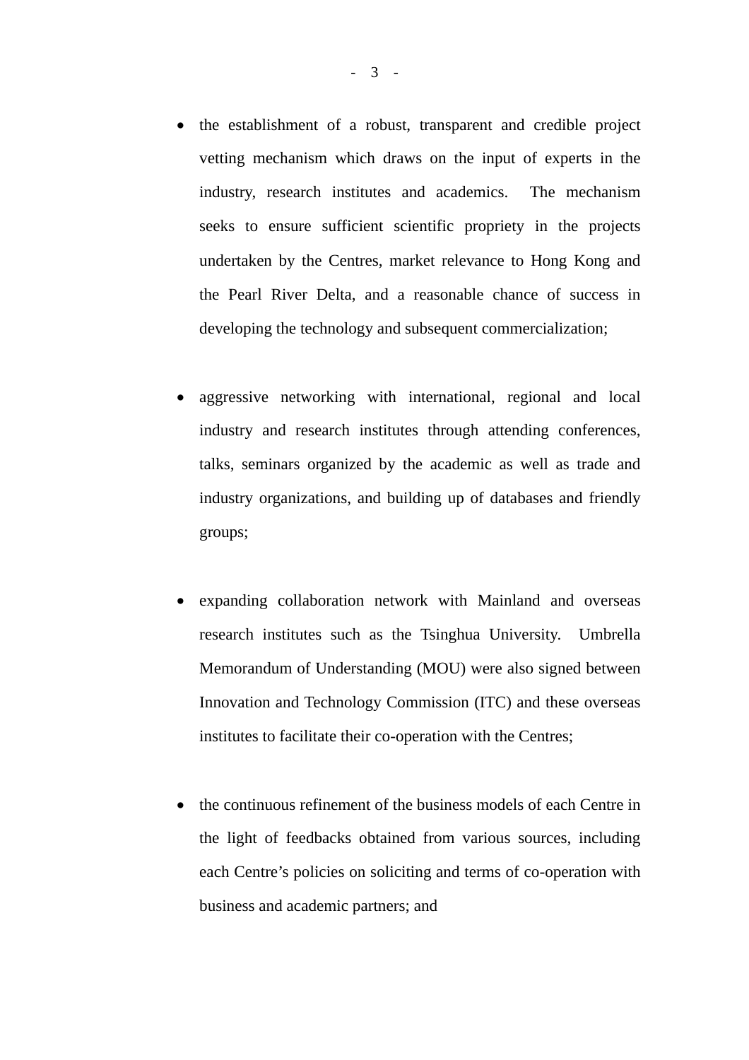- the establishment of a robust, transparent and credible project vetting mechanism which draws on the input of experts in the industry, research institutes and academics. The mechanism seeks to ensure sufficient scientific propriety in the projects undertaken by the Centres, market relevance to Hong Kong and the Pearl River Delta, and a reasonable chance of success in developing the technology and subsequent commercialization;

- aggressive networking with international, regional and local industry and research institutes through attending conferences, talks, seminars organized by the academic as well as trade and industry organizations, and building up of databases and friendly groups;

- expanding collaboration network with Mainland and overseas research institutes such as the Tsinghua University. Umbrella Memorandum of Understanding (MOU) were also signed between Innovation and Technology Commission (ITC) and these overseas institutes to facilitate their co-operation with the Centres;

- the continuous refinement of the business models of each Centre in the light of feedbacks obtained from various sources, including each Centre's policies on soliciting and terms of co-operation with business and academic partners; and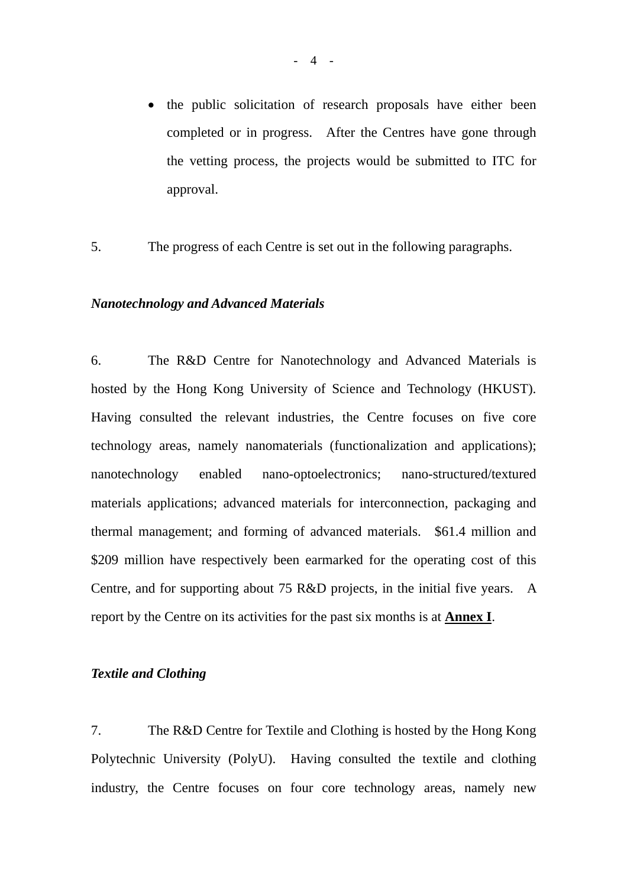- the public solicitation of research proposals have either been completed or in progress. After the Centres have gone through the vetting process, the projects would be submitted to ITC for approval.

5. The progress of each Centre is set out in the following paragraphs.

### *Nanotechnology and Advanced Materials*

6. The R&D Centre for Nanotechnology and Advanced Materials is hosted by the Hong Kong University of Science and Technology (HKUST). Having consulted the relevant industries, the Centre focuses on five core technology areas, namely nanomaterials (functionalization and applications); nanotechnology enabled nano-optoelectronics; nano-structured/textured materials applications; advanced materials for interconnection, packaging and thermal management; and forming of advanced materials. $61.4 million and $209 million have respectively been earmarked for the operating cost of this Centre, and for supporting about 75 R&D projects, in the initial five years. A report by the Centre on its activities for the past six months is at **Annex I**.

### *Textile and Clothing*

7. The R&D Centre for Textile and Clothing is hosted by the Hong Kong Polytechnic University (PolyU). Having consulted the textile and clothing industry, the Centre focuses on four core technology areas, namely new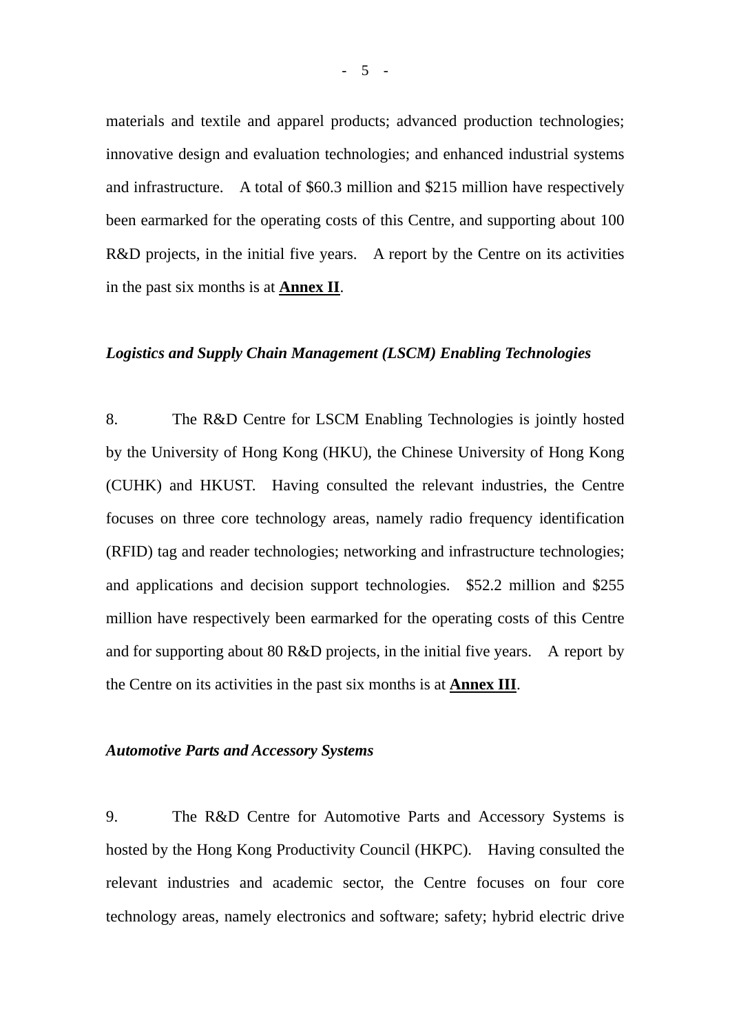materials and textile and apparel products; advanced production technologies; innovative design and evaluation technologies; and enhanced industrial systems and infrastructure. A total of $60.3 million and $215 million have respectively been earmarked for the operating costs of this Centre, and supporting about 100 R&D projects, in the initial five years. A report by the Centre on its activities in the past six months is at **Annex II**.

*Logistics and Supply Chain Management (LSCM) Enabling Technologies*

8. The R&D Centre for LSCM Enabling Technologies is jointly hosted by the University of Hong Kong (HKU), the Chinese University of Hong Kong (CUHK) and HKUST. Having consulted the relevant industries, the Centre focuses on three core technology areas, namely radio frequency identification (RFID) tag and reader technologies; networking and infrastructure technologies; and applications and decision support technologies. $52.2 million and $255 million have respectively been earmarked for the operating costs of this Centre and for supporting about 80 R&D projects, in the initial five years. A report by the Centre on its activities in the past six months is at **Annex III**.

*Automotive Parts and Accessory Systems*

9. The R&D Centre for Automotive Parts and Accessory Systems is hosted by the Hong Kong Productivity Council (HKPC). Having consulted the relevant industries and academic sector, the Centre focuses on four core technology areas, namely electronics and software; safety; hybrid electric drive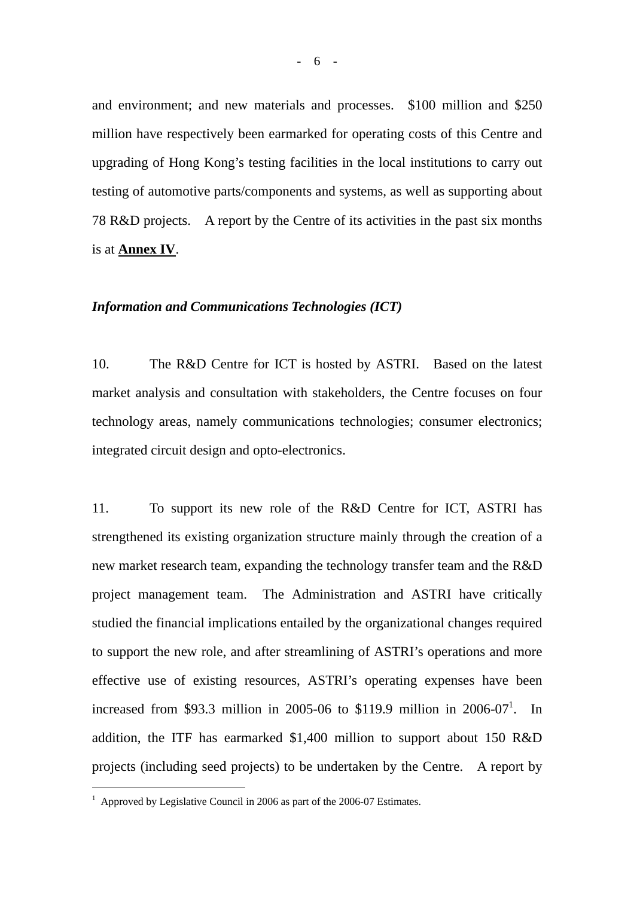and environment; and new materials and processes. $100 million and $250 million have respectively been earmarked for operating costs of this Centre and upgrading of Hong Kong's testing facilities in the local institutions to carry out testing of automotive parts/components and systems, as well as supporting about 78 R&D projects. A report by the Centre of its activities in the past six months is at **Annex IV**.

***Information and Communications Technologies (ICT)***

10. The R&D Centre for ICT is hosted by ASTRI. Based on the latest market analysis and consultation with stakeholders, the Centre focuses on four technology areas, namely communications technologies; consumer electronics; integrated circuit design and opto-electronics.

11. To support its new role of the R&D Centre for ICT, ASTRI has strengthened its existing organization structure mainly through the creation of a new market research team, expanding the technology transfer team and the R&D project management team. The Administration and ASTRI have critically studied the financial implications entailed by the organizational changes required to support the new role, and after streamlining of ASTRI's operations and more effective use of existing resources, ASTRI's operating expenses have been increased from $93.3 million in 2005-06 to $119.9 million in 2006-07[1]. In addition, the ITF has earmarked $1,400 million to support about 150 R&D projects (including seed projects) to be undertaken by the Centre. A report by

[1] Approved by Legislative Council in 2006 as part of the 2006-07 Estimates.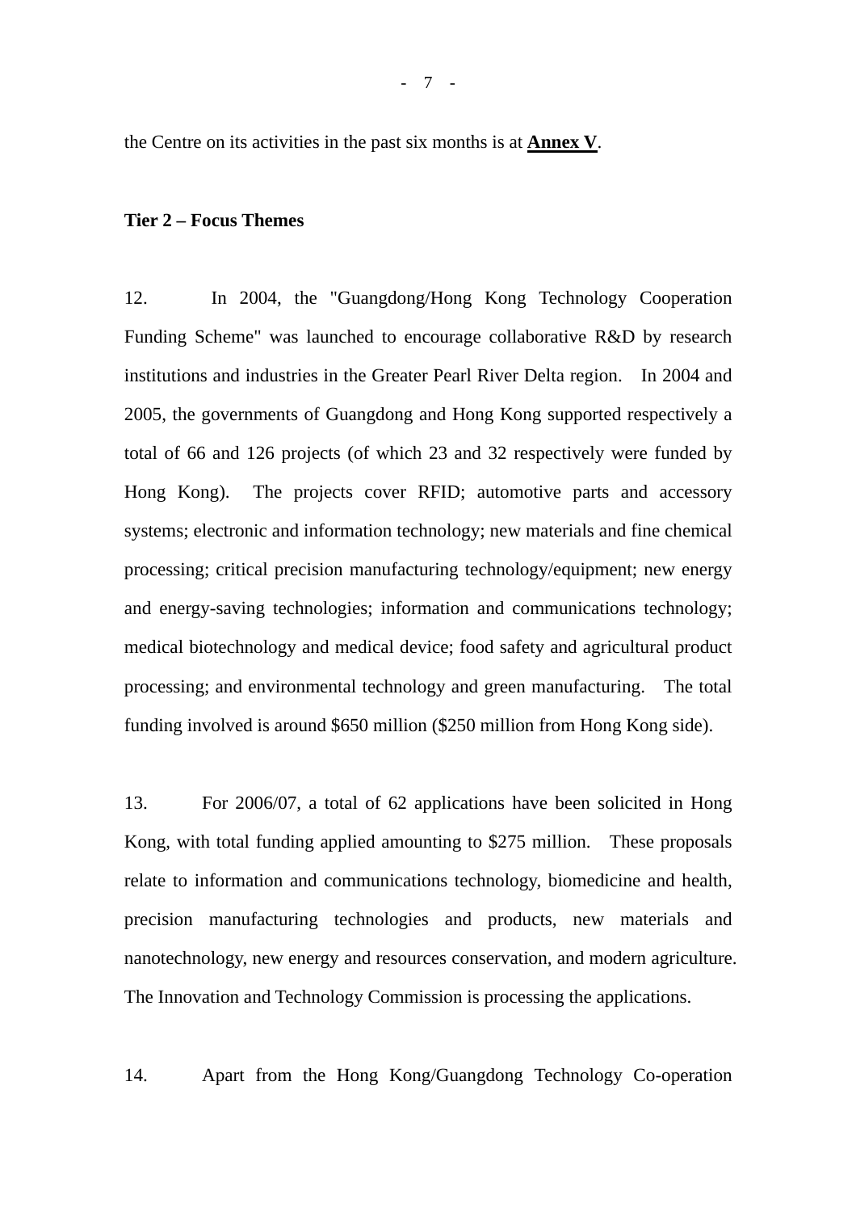the Centre on its activities in the past six months is at **Annex V**.

**Tier 2 – Focus Themes**

12. In 2004, the "Guangdong/Hong Kong Technology Cooperation Funding Scheme" was launched to encourage collaborative R&D by research institutions and industries in the Greater Pearl River Delta region. In 2004 and 2005, the governments of Guangdong and Hong Kong supported respectively a total of 66 and 126 projects (of which 23 and 32 respectively were funded by Hong Kong). The projects cover RFID; automotive parts and accessory systems; electronic and information technology; new materials and fine chemical processing; critical precision manufacturing technology/equipment; new energy and energy-saving technologies; information and communications technology; medical biotechnology and medical device; food safety and agricultural product processing; and environmental technology and green manufacturing. The total funding involved is around $650 million ($250 million from Hong Kong side).

13. For 2006/07, a total of 62 applications have been solicited in Hong Kong, with total funding applied amounting to $275 million. These proposals relate to information and communications technology, biomedicine and health, precision manufacturing technologies and products, new materials and nanotechnology, new energy and resources conservation, and modern agriculture. The Innovation and Technology Commission is processing the applications.

14. Apart from the Hong Kong/Guangdong Technology Co-operation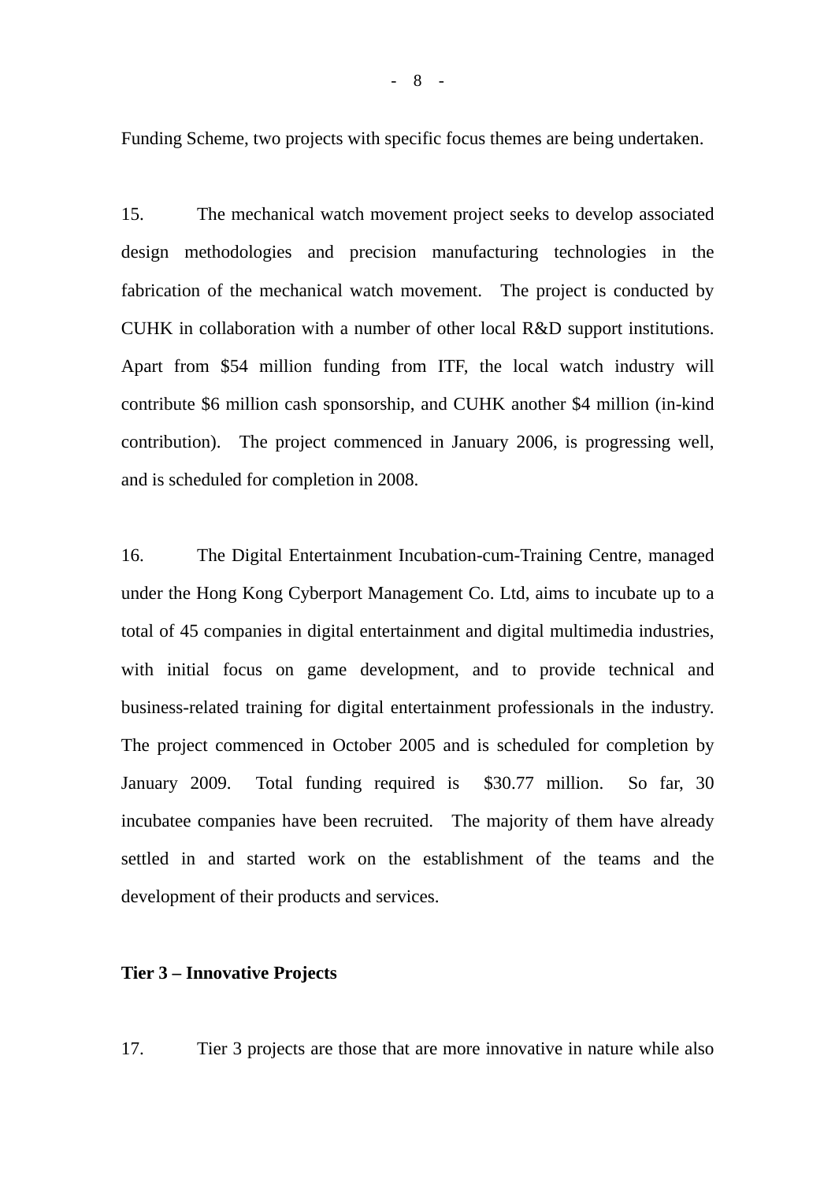Funding Scheme, two projects with specific focus themes are being undertaken.

15. The mechanical watch movement project seeks to develop associated design methodologies and precision manufacturing technologies in the fabrication of the mechanical watch movement. The project is conducted by CUHK in collaboration with a number of other local R&D support institutions. Apart from $54 million funding from ITF, the local watch industry will contribute $6 million cash sponsorship, and CUHK another $4 million (in-kind contribution). The project commenced in January 2006, is progressing well, and is scheduled for completion in 2008.

16. The Digital Entertainment Incubation-cum-Training Centre, managed under the Hong Kong Cyberport Management Co. Ltd, aims to incubate up to a total of 45 companies in digital entertainment and digital multimedia industries, with initial focus on game development, and to provide technical and business-related training for digital entertainment professionals in the industry. The project commenced in October 2005 and is scheduled for completion by January 2009. Total funding required is $30.77 million. So far, 30 incubatee companies have been recruited. The majority of them have already settled in and started work on the establishment of the teams and the development of their products and services.

**Tier 3 – Innovative Projects**

17. Tier 3 projects are those that are more innovative in nature while also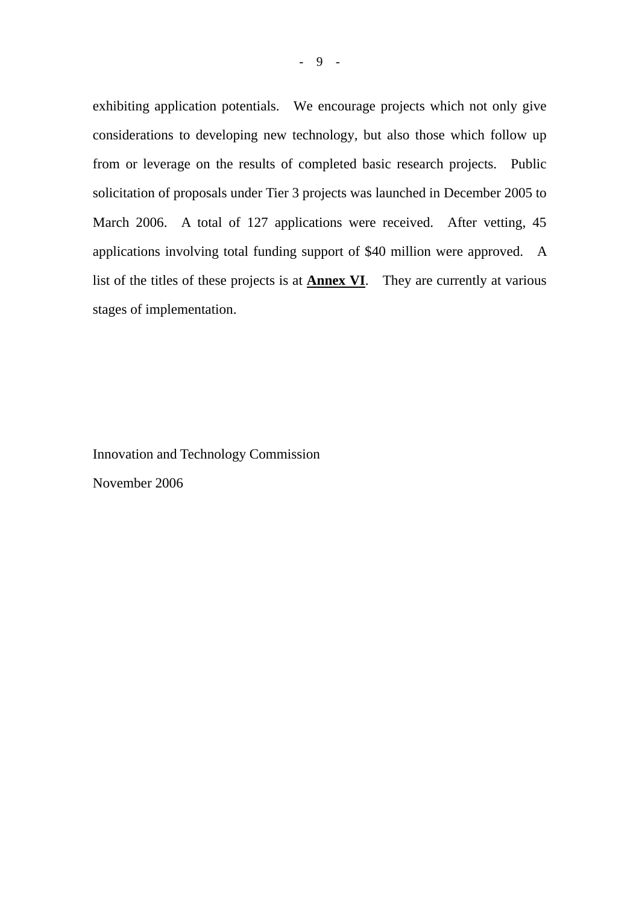exhibiting application potentials. We encourage projects which not only give considerations to developing new technology, but also those which follow up from or leverage on the results of completed basic research projects. Public solicitation of proposals under Tier 3 projects was launched in December 2005 to March 2006. A total of 127 applications were received. After vetting, 45 applications involving total funding support of $40 million were approved. A list of the titles of these projects is at **Annex VI**. They are currently at various stages of implementation.

Innovation and Technology Commission

November 2006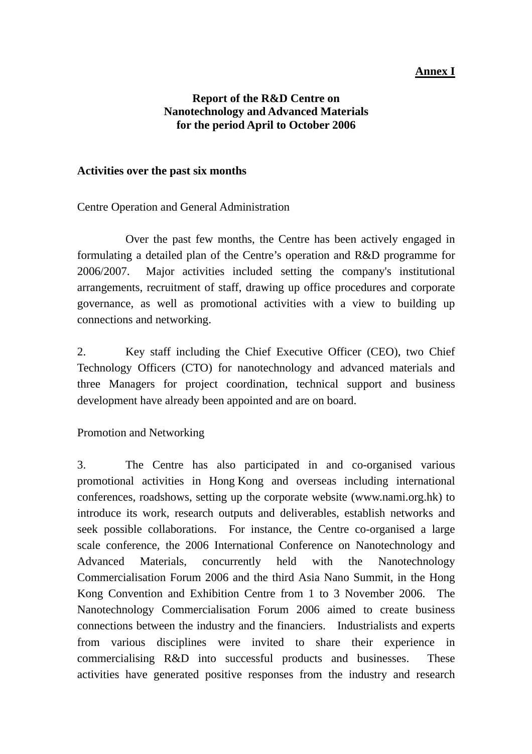**Annex I**

**Report of the R&D Centre on Nanotechnology and Advanced Materials for the period April to October 2006**

**Activities over the past six months**

Centre Operation and General Administration

Over the past few months, the Centre has been actively engaged in formulating a detailed plan of the Centre's operation and R&D programme for 2006/2007. Major activities included setting the company's institutional arrangements, recruitment of staff, drawing up office procedures and corporate governance, as well as promotional activities with a view to building up connections and networking.

2. Key staff including the Chief Executive Officer (CEO), two Chief Technology Officers (CTO) for nanotechnology and advanced materials and three Managers for project coordination, technical support and business development have already been appointed and are on board.

Promotion and Networking

3. The Centre has also participated in and co-organised various promotional activities in Hong Kong and overseas including international conferences, roadshows, setting up the corporate website (www.nami.org.hk) to introduce its work, research outputs and deliverables, establish networks and seek possible collaborations. For instance, the Centre co-organised a large scale conference, the 2006 International Conference on Nanotechnology and Advanced Materials, concurrently held with the Nanotechnology Commercialisation Forum 2006 and the third Asia Nano Summit, in the Hong Kong Convention and Exhibition Centre from 1 to 3 November 2006. The Nanotechnology Commercialisation Forum 2006 aimed to create business connections between the industry and the financiers. Industrialists and experts from various disciplines were invited to share their experience in commercialising R&D into successful products and businesses. These activities have generated positive responses from the industry and research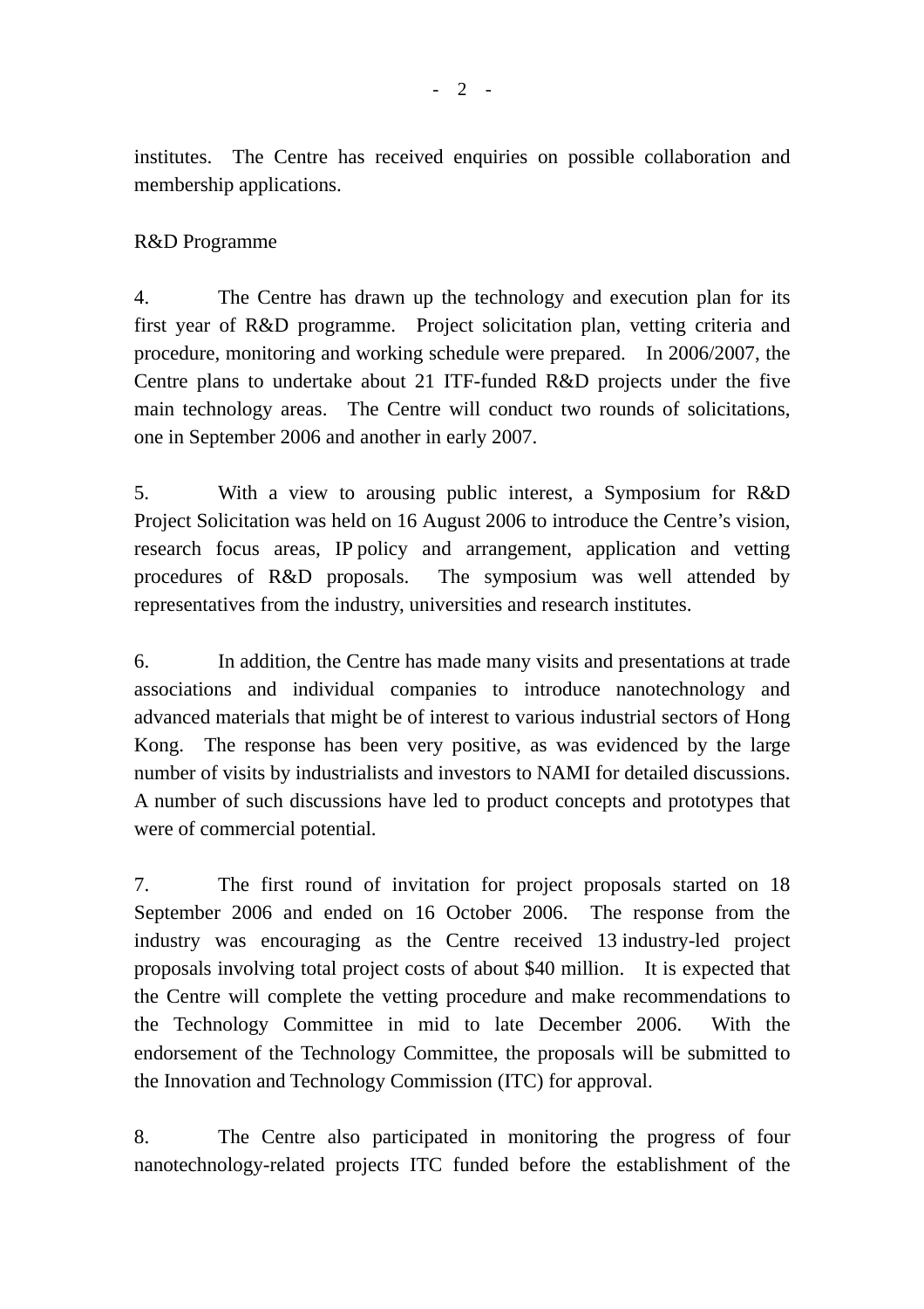institutes. The Centre has received enquiries on possible collaboration and membership applications.

R&D Programme

4. The Centre has drawn up the technology and execution plan for its first year of R&D programme. Project solicitation plan, vetting criteria and procedure, monitoring and working schedule were prepared. In 2006/2007, the Centre plans to undertake about 21 ITF-funded R&D projects under the five main technology areas. The Centre will conduct two rounds of solicitations, one in September 2006 and another in early 2007.

5. With a view to arousing public interest, a Symposium for R&D Project Solicitation was held on 16 August 2006 to introduce the Centre's vision, research focus areas, IP policy and arrangement, application and vetting procedures of R&D proposals. The symposium was well attended by representatives from the industry, universities and research institutes.

6. In addition, the Centre has made many visits and presentations at trade associations and individual companies to introduce nanotechnology and advanced materials that might be of interest to various industrial sectors of Hong Kong. The response has been very positive, as was evidenced by the large number of visits by industrialists and investors to NAMI for detailed discussions. A number of such discussions have led to product concepts and prototypes that were of commercial potential.

7. The first round of invitation for project proposals started on 18 September 2006 and ended on 16 October 2006. The response from the industry was encouraging as the Centre received 13 industry-led project proposals involving total project costs of about $40 million. It is expected that the Centre will complete the vetting procedure and make recommendations to the Technology Committee in mid to late December 2006. With the endorsement of the Technology Committee, the proposals will be submitted to the Innovation and Technology Commission (ITC) for approval.

8. The Centre also participated in monitoring the progress of four nanotechnology-related projects ITC funded before the establishment of the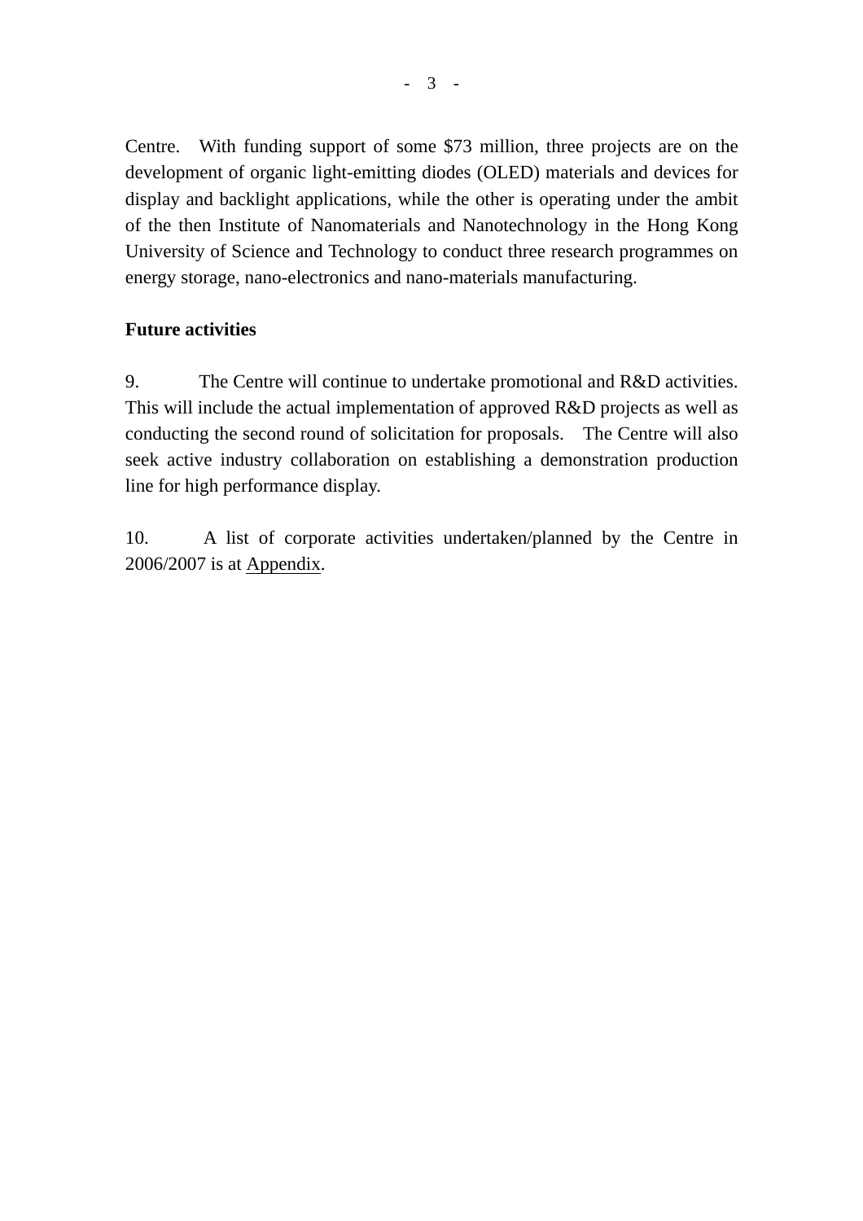Centre. With funding support of some $73 million, three projects are on the development of organic light-emitting diodes (OLED) materials and devices for display and backlight applications, while the other is operating under the ambit of the then Institute of Nanomaterials and Nanotechnology in the Hong Kong University of Science and Technology to conduct three research programmes on energy storage, nano-electronics and nano-materials manufacturing.

**Future activities**

9. The Centre will continue to undertake promotional and R&D activities. This will include the actual implementation of approved R&D projects as well as conducting the second round of solicitation for proposals. The Centre will also seek active industry collaboration on establishing a demonstration production line for high performance display.

10. A list of corporate activities undertaken/planned by the Centre in 2006/2007 is at Appendix.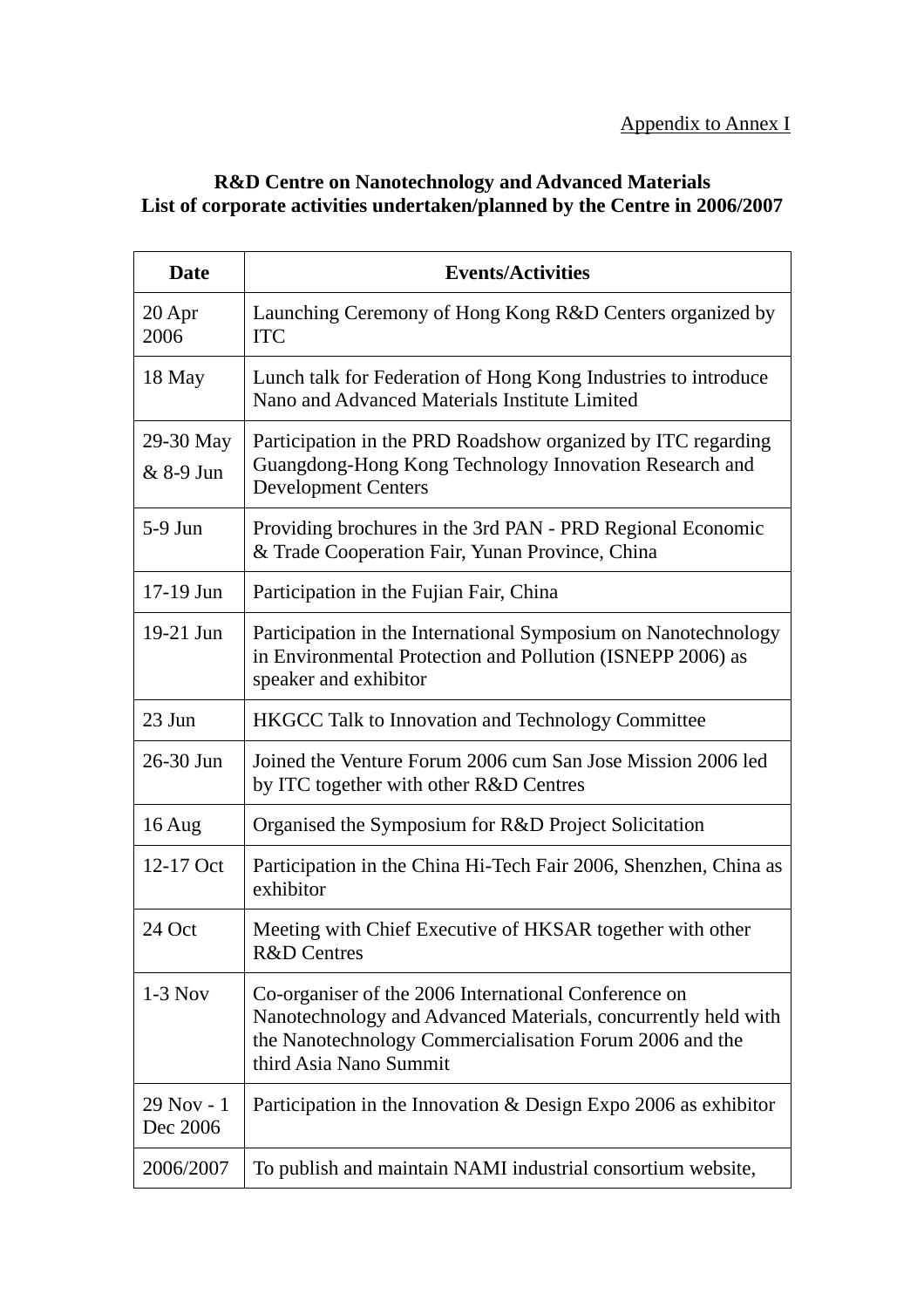<u>Appendix to Annex I</u>

**R&D Centre on Nanotechnology and Advanced Materials**
**List of corporate activities undertaken/planned by the Centre in 2006/2007**

| Date | Events/Activities |
|---|---|
| 20 Apr 2006 | Launching Ceremony of Hong Kong R&D Centers organized by ITC |
| 18 May | Lunch talk for Federation of Hong Kong Industries to introduce Nano and Advanced Materials Institute Limited |
| 29-30 May & 8-9 Jun | Participation in the PRD Roadshow organized by ITC regarding Guangdong-Hong Kong Technology Innovation Research and Development Centers |
| 5-9 Jun | Providing brochures in the 3rd PAN - PRD Regional Economic & Trade Cooperation Fair, Yunan Province, China |
| 17-19 Jun | Participation in the Fujian Fair, China |
| 19-21 Jun | Participation in the International Symposium on Nanotechnology in Environmental Protection and Pollution (ISNEPP 2006) as speaker and exhibitor |
| 23 Jun | HKGCC Talk to Innovation and Technology Committee |
| 26-30 Jun | Joined the Venture Forum 2006 cum San Jose Mission 2006 led by ITC together with other R&D Centres |
| 16 Aug | Organised the Symposium for R&D Project Solicitation |
| 12-17 Oct | Participation in the China Hi-Tech Fair 2006, Shenzhen, China as exhibitor |
| 24 Oct | Meeting with Chief Executive of HKSAR together with other R&D Centres |
| 1-3 Nov | Co-organiser of the 2006 International Conference on Nanotechnology and Advanced Materials, concurrently held with the Nanotechnology Commercialisation Forum 2006 and the third Asia Nano Summit |
| 29 Nov - 1 Dec 2006 | Participation in the Innovation & Design Expo 2006 as exhibitor |
| 2006/2007 | To publish and maintain NAMI industrial consortium website, |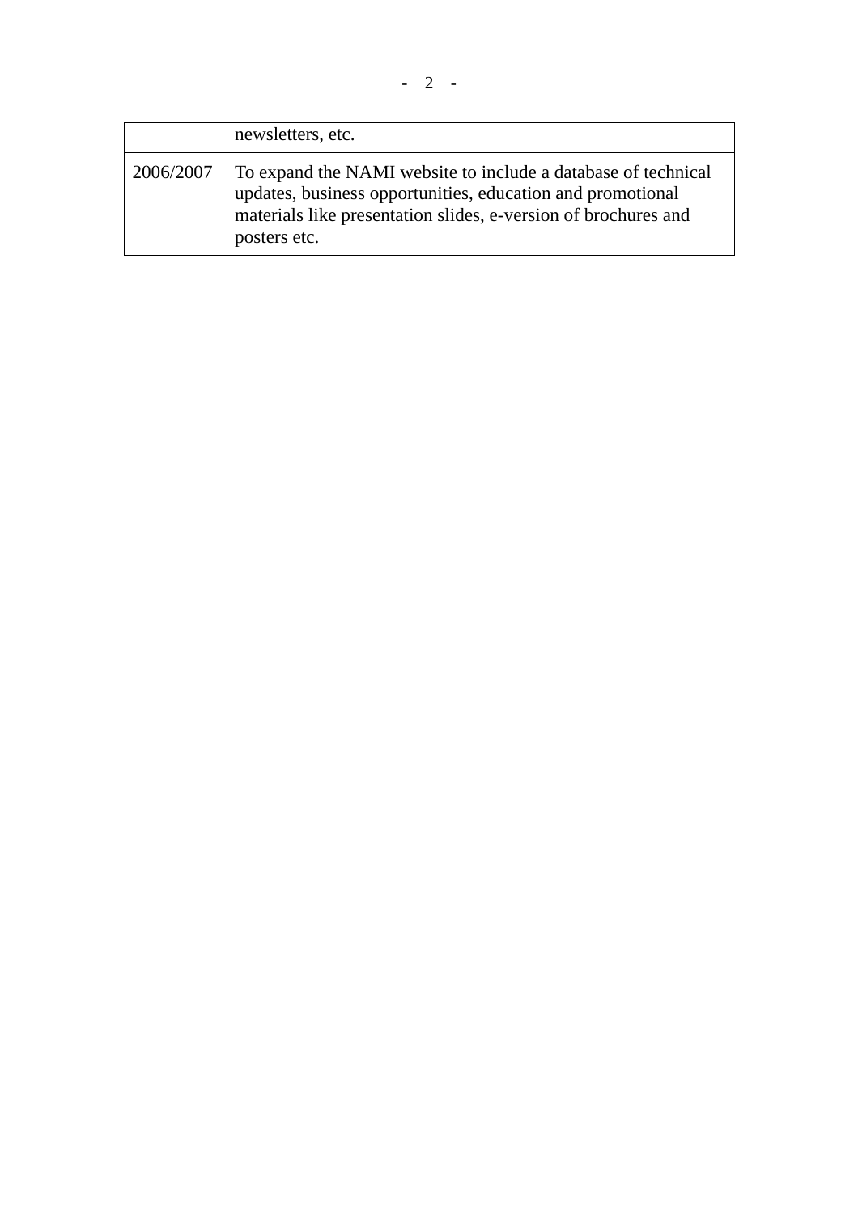| | |
|---|---|
| | newsletters, etc. |
| 2006/2007 | To expand the NAMI website to include a database of technical updates, business opportunities, education and promotional materials like presentation slides, e-version of brochures and posters etc. |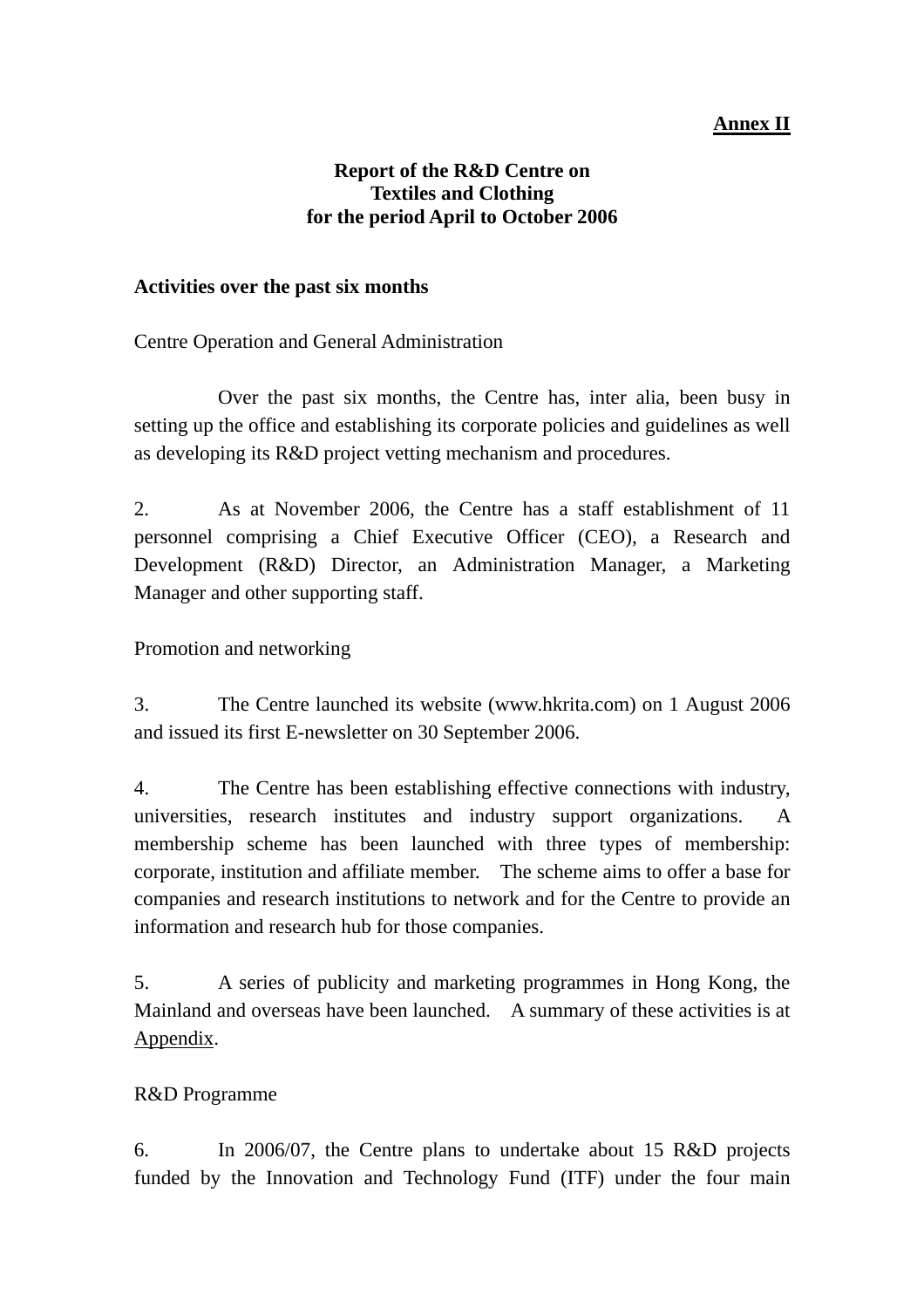**Annex II**

**Report of the R&D Centre on Textiles and Clothing for the period April to October 2006**

**Activities over the past six months**

Centre Operation and General Administration

Over the past six months, the Centre has, inter alia, been busy in setting up the office and establishing its corporate policies and guidelines as well as developing its R&D project vetting mechanism and procedures.

2. As at November 2006, the Centre has a staff establishment of 11 personnel comprising a Chief Executive Officer (CEO), a Research and Development (R&D) Director, an Administration Manager, a Marketing Manager and other supporting staff.

Promotion and networking

3. The Centre launched its website (www.hkrita.com) on 1 August 2006 and issued its first E-newsletter on 30 September 2006.

4. The Centre has been establishing effective connections with industry, universities, research institutes and industry support organizations. A membership scheme has been launched with three types of membership: corporate, institution and affiliate member. The scheme aims to offer a base for companies and research institutions to network and for the Centre to provide an information and research hub for those companies.

5. A series of publicity and marketing programmes in Hong Kong, the Mainland and overseas have been launched. A summary of these activities is at Appendix.

R&D Programme

6. In 2006/07, the Centre plans to undertake about 15 R&D projects funded by the Innovation and Technology Fund (ITF) under the four main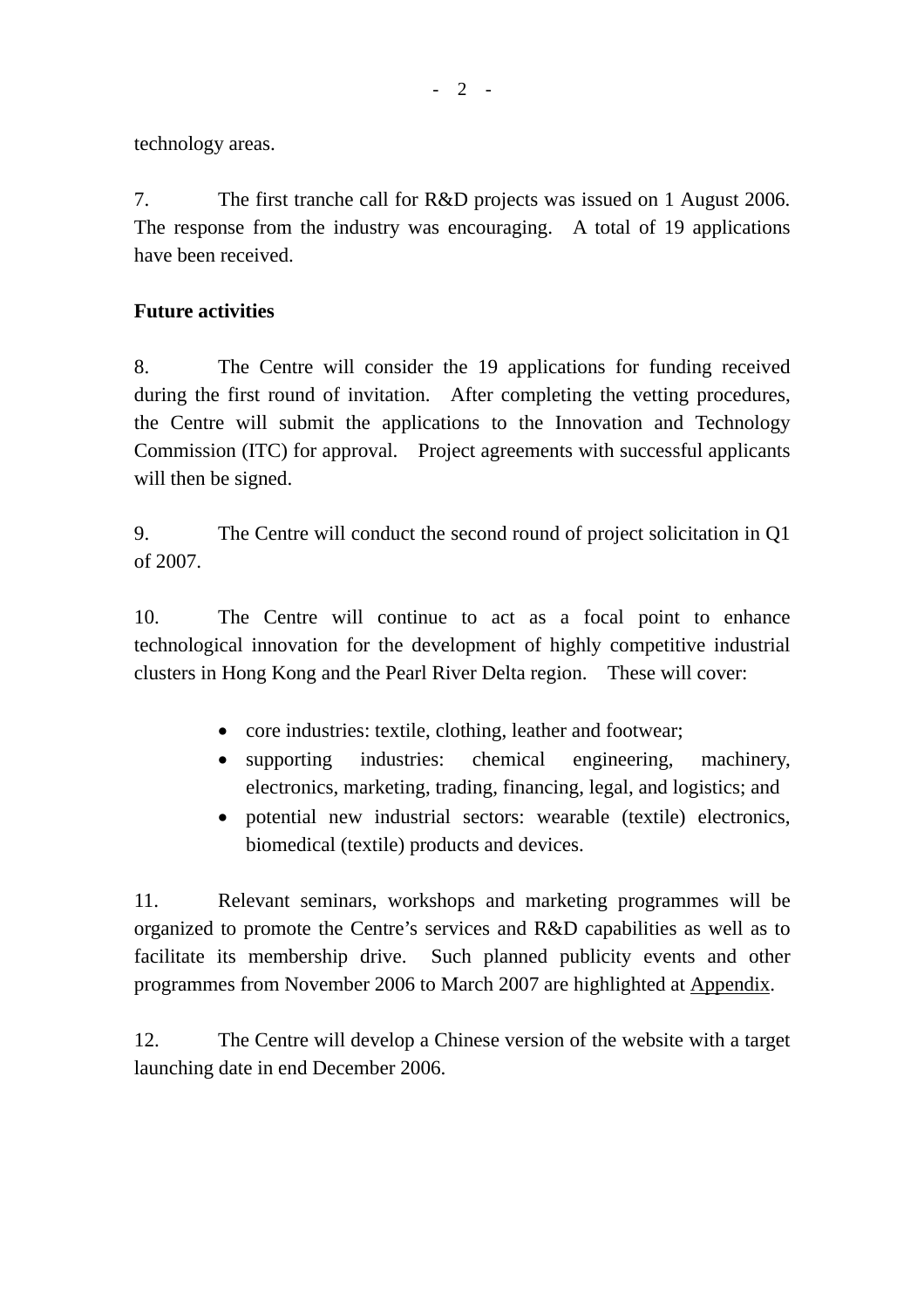technology areas.

7. The first tranche call for R&D projects was issued on 1 August 2006. The response from the industry was encouraging. A total of 19 applications have been received.

**Future activities**

8. The Centre will consider the 19 applications for funding received during the first round of invitation. After completing the vetting procedures, the Centre will submit the applications to the Innovation and Technology Commission (ITC) for approval. Project agreements with successful applicants will then be signed.

9. The Centre will conduct the second round of project solicitation in Q1 of 2007.

10. The Centre will continue to act as a focal point to enhance technological innovation for the development of highly competitive industrial clusters in Hong Kong and the Pearl River Delta region. These will cover:

- core industries: textile, clothing, leather and footwear;
- supporting industries: chemical engineering, machinery, electronics, marketing, trading, financing, legal, and logistics; and
- potential new industrial sectors: wearable (textile) electronics, biomedical (textile) products and devices.

11. Relevant seminars, workshops and marketing programmes will be organized to promote the Centre's services and R&D capabilities as well as to facilitate its membership drive. Such planned publicity events and other programmes from November 2006 to March 2007 are highlighted at Appendix.

12. The Centre will develop a Chinese version of the website with a target launching date in end December 2006.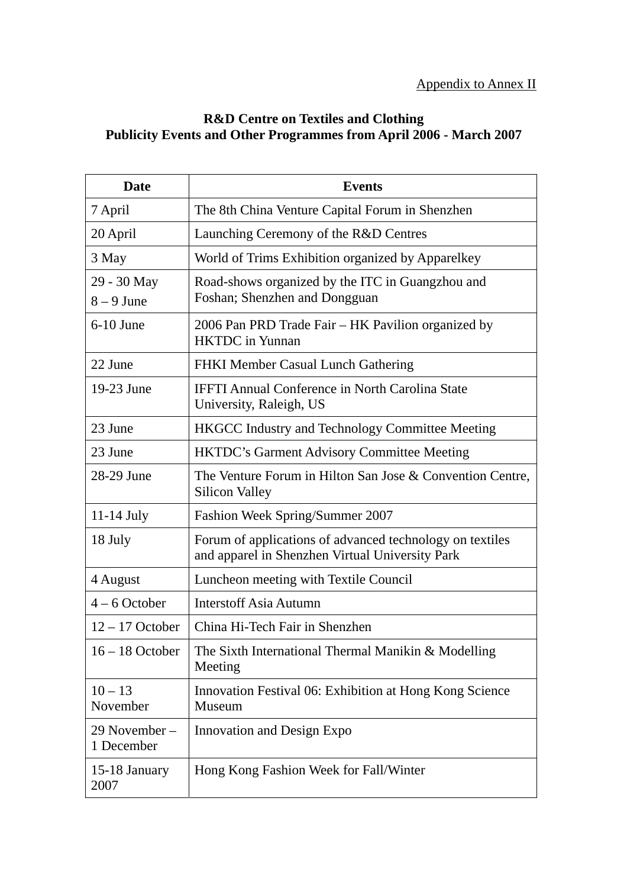Appendix to Annex II

**R&D Centre on Textiles and Clothing**
**Publicity Events and Other Programmes from April 2006 - March 2007**

| Date | Events |
|---|---|
| 7 April | The 8th China Venture Capital Forum in Shenzhen |
| 20 April | Launching Ceremony of the R&D Centres |
| 3 May | World of Trims Exhibition organized by Apparelkey |
| 29 - 30 May<br>8 – 9 June | Road-shows organized by the ITC in Guangzhou and Foshan; Shenzhen and Dongguan |
| 6-10 June | 2006 Pan PRD Trade Fair – HK Pavilion organized by HKTDC in Yunnan |
| 22 June | FHKI Member Casual Lunch Gathering |
| 19-23 June | IFFTI Annual Conference in North Carolina State University, Raleigh, US |
| 23 June | HKGCC Industry and Technology Committee Meeting |
| 23 June | HKTDC's Garment Advisory Committee Meeting |
| 28-29 June | The Venture Forum in Hilton San Jose & Convention Centre, Silicon Valley |
| 11-14 July | Fashion Week Spring/Summer 2007 |
| 18 July | Forum of applications of advanced technology on textiles and apparel in Shenzhen Virtual University Park |
| 4 August | Luncheon meeting with Textile Council |
| 4 – 6 October | Interstoff Asia Autumn |
| 12 – 17 October | China Hi-Tech Fair in Shenzhen |
| 16 – 18 October | The Sixth International Thermal Manikin & Modelling Meeting |
| 10 – 13 November | Innovation Festival 06: Exhibition at Hong Kong Science Museum |
| 29 November – 1 December | Innovation and Design Expo |
| 15-18 January 2007 | Hong Kong Fashion Week for Fall/Winter |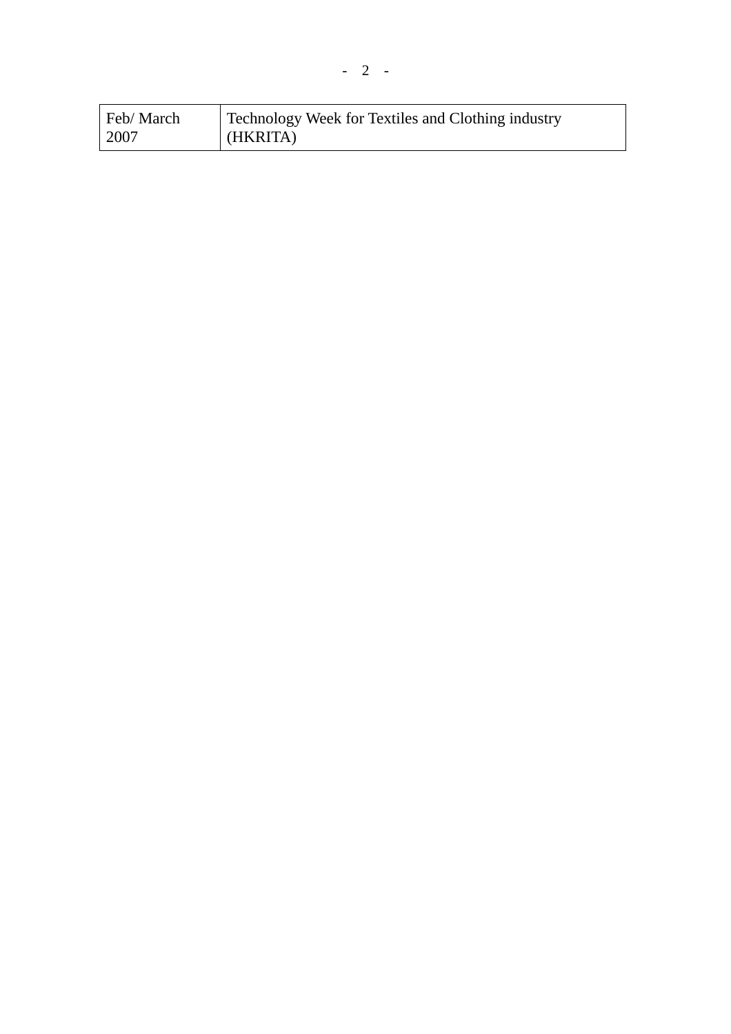| Feb/ March 2007 | Technology Week for Textiles and Clothing industry (HKRITA) |
|---|---|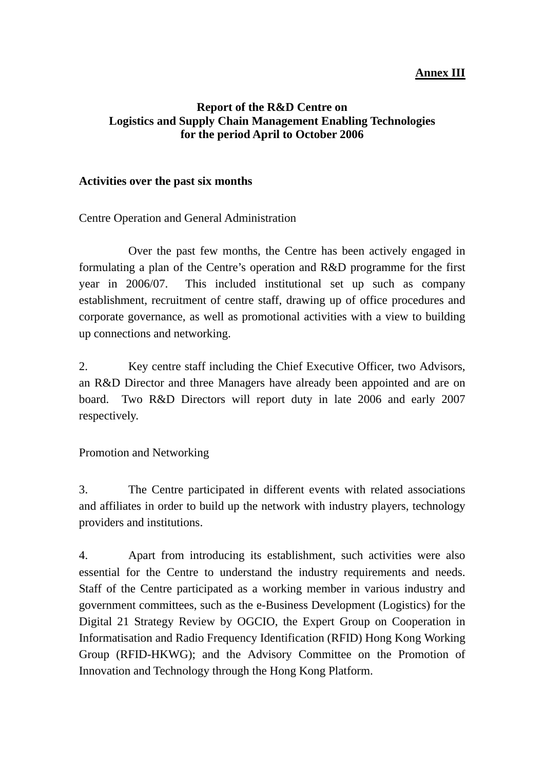**<u>Annex III</u>**

**Report of the R&D Centre on**
**Logistics and Supply Chain Management Enabling Technologies**
**for the period April to October 2006**

**Activities over the past six months**

Centre Operation and General Administration

Over the past few months, the Centre has been actively engaged in formulating a plan of the Centre's operation and R&D programme for the first year in 2006/07. This included institutional set up such as company establishment, recruitment of centre staff, drawing up of office procedures and corporate governance, as well as promotional activities with a view to building up connections and networking.

2. Key centre staff including the Chief Executive Officer, two Advisors, an R&D Director and three Managers have already been appointed and are on board. Two R&D Directors will report duty in late 2006 and early 2007 respectively.

Promotion and Networking

3. The Centre participated in different events with related associations and affiliates in order to build up the network with industry players, technology providers and institutions.

4. Apart from introducing its establishment, such activities were also essential for the Centre to understand the industry requirements and needs. Staff of the Centre participated as a working member in various industry and government committees, such as the e-Business Development (Logistics) for the Digital 21 Strategy Review by OGCIO, the Expert Group on Cooperation in Informatisation and Radio Frequency Identification (RFID) Hong Kong Working Group (RFID-HKWG); and the Advisory Committee on the Promotion of Innovation and Technology through the Hong Kong Platform.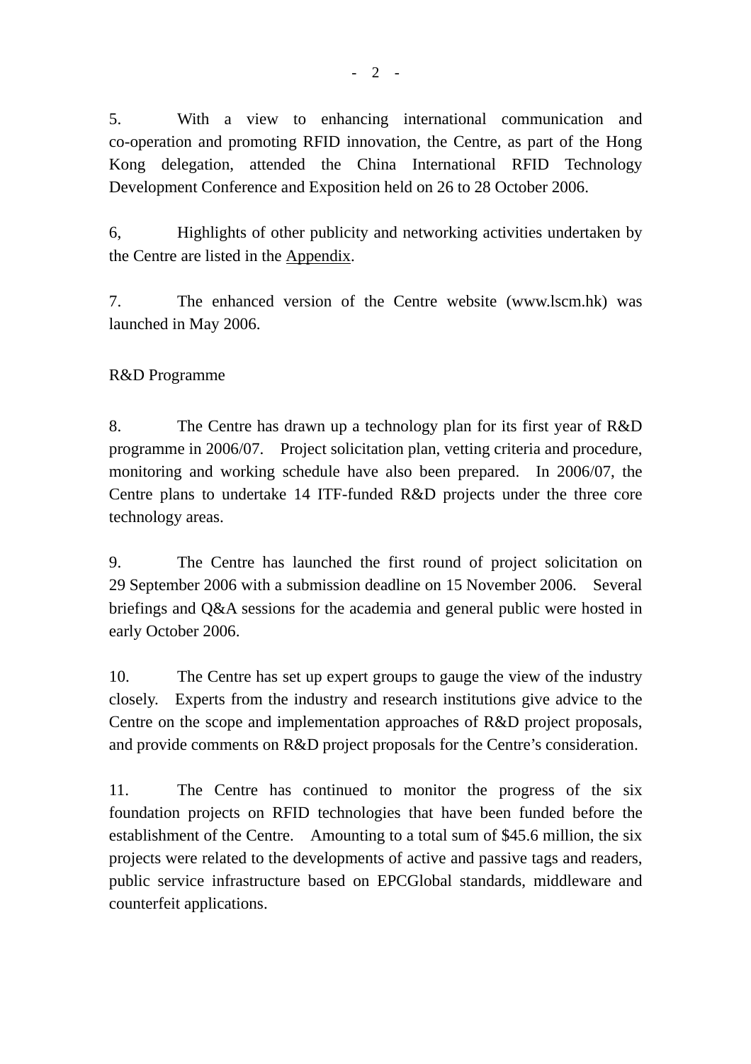5. With a view to enhancing international communication and co-operation and promoting RFID innovation, the Centre, as part of the Hong Kong delegation, attended the China International RFID Technology Development Conference and Exposition held on 26 to 28 October 2006.

6, Highlights of other publicity and networking activities undertaken by the Centre are listed in the Appendix.

7. The enhanced version of the Centre website (www.lscm.hk) was launched in May 2006.

R&D Programme

8. The Centre has drawn up a technology plan for its first year of R&D programme in 2006/07. Project solicitation plan, vetting criteria and procedure, monitoring and working schedule have also been prepared. In 2006/07, the Centre plans to undertake 14 ITF-funded R&D projects under the three core technology areas.

9. The Centre has launched the first round of project solicitation on 29 September 2006 with a submission deadline on 15 November 2006. Several briefings and Q&A sessions for the academia and general public were hosted in early October 2006.

10. The Centre has set up expert groups to gauge the view of the industry closely. Experts from the industry and research institutions give advice to the Centre on the scope and implementation approaches of R&D project proposals, and provide comments on R&D project proposals for the Centre's consideration.

11. The Centre has continued to monitor the progress of the six foundation projects on RFID technologies that have been funded before the establishment of the Centre. Amounting to a total sum of $45.6 million, the six projects were related to the developments of active and passive tags and readers, public service infrastructure based on EPCGlobal standards, middleware and counterfeit applications.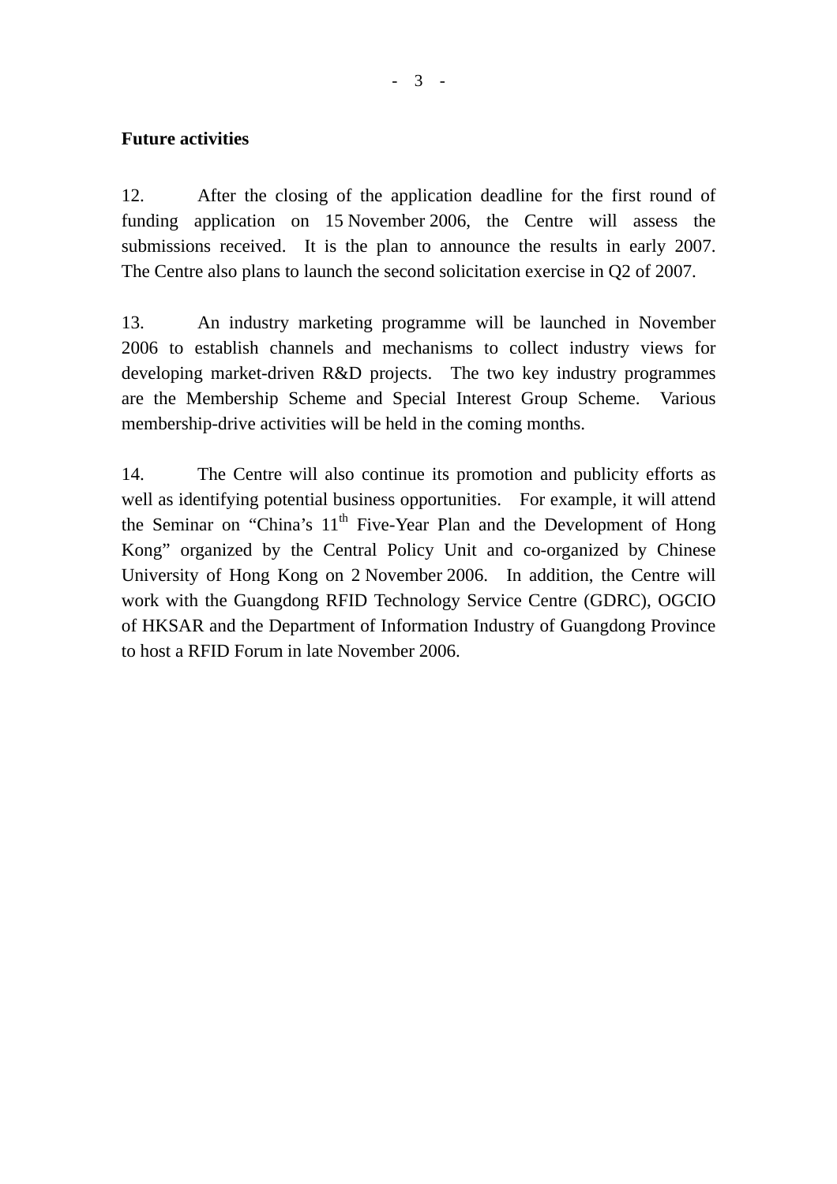**Future activities**

12. After the closing of the application deadline for the first round of funding application on 15 November 2006, the Centre will assess the submissions received. It is the plan to announce the results in early 2007. The Centre also plans to launch the second solicitation exercise in Q2 of 2007.

13. An industry marketing programme will be launched in November 2006 to establish channels and mechanisms to collect industry views for developing market-driven R&D projects. The two key industry programmes are the Membership Scheme and Special Interest Group Scheme. Various membership-drive activities will be held in the coming months.

14. The Centre will also continue its promotion and publicity efforts as well as identifying potential business opportunities. For example, it will attend the Seminar on "China's 11th Five-Year Plan and the Development of Hong Kong" organized by the Central Policy Unit and co-organized by Chinese University of Hong Kong on 2 November 2006. In addition, the Centre will work with the Guangdong RFID Technology Service Centre (GDRC), OGCIO of HKSAR and the Department of Information Industry of Guangdong Province to host a RFID Forum in late November 2006.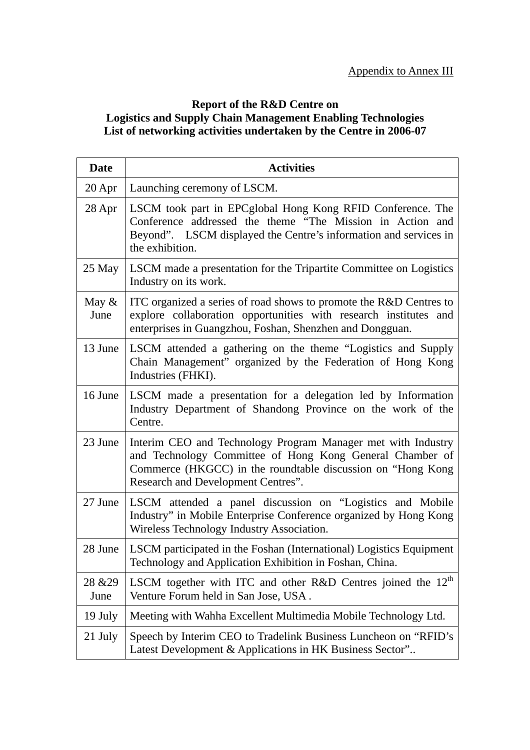Appendix to Annex III

**Report of the R&D Centre on**
**Logistics and Supply Chain Management Enabling Technologies**
**List of networking activities undertaken by the Centre in 2006-07**

| Date | Activities |
|---|---|
| 20 Apr | Launching ceremony of LSCM. |
| 28 Apr | LSCM took part in EPCglobal Hong Kong RFID Conference. The Conference addressed the theme "The Mission in Action and Beyond". LSCM displayed the Centre's information and services in the exhibition. |
| 25 May | LSCM made a presentation for the Tripartite Committee on Logistics Industry on its work. |
| May & June | ITC organized a series of road shows to promote the R&D Centres to explore collaboration opportunities with research institutes and enterprises in Guangzhou, Foshan, Shenzhen and Dongguan. |
| 13 June | LSCM attended a gathering on the theme "Logistics and Supply Chain Management" organized by the Federation of Hong Kong Industries (FHKI). |
| 16 June | LSCM made a presentation for a delegation led by Information Industry Department of Shandong Province on the work of the Centre. |
| 23 June | Interim CEO and Technology Program Manager met with Industry and Technology Committee of Hong Kong General Chamber of Commerce (HKGCC) in the roundtable discussion on "Hong Kong Research and Development Centres". |
| 27 June | LSCM attended a panel discussion on "Logistics and Mobile Industry" in Mobile Enterprise Conference organized by Hong Kong Wireless Technology Industry Association. |
| 28 June | LSCM participated in the Foshan (International) Logistics Equipment Technology and Application Exhibition in Foshan, China. |
| 28 &29 June | LSCM together with ITC and other R&D Centres joined the 12th Venture Forum held in San Jose, USA . |
| 19 July | Meeting with Wahha Excellent Multimedia Mobile Technology Ltd. |
| 21 July | Speech by Interim CEO to Tradelink Business Luncheon on "RFID's Latest Development & Applications in HK Business Sector".. |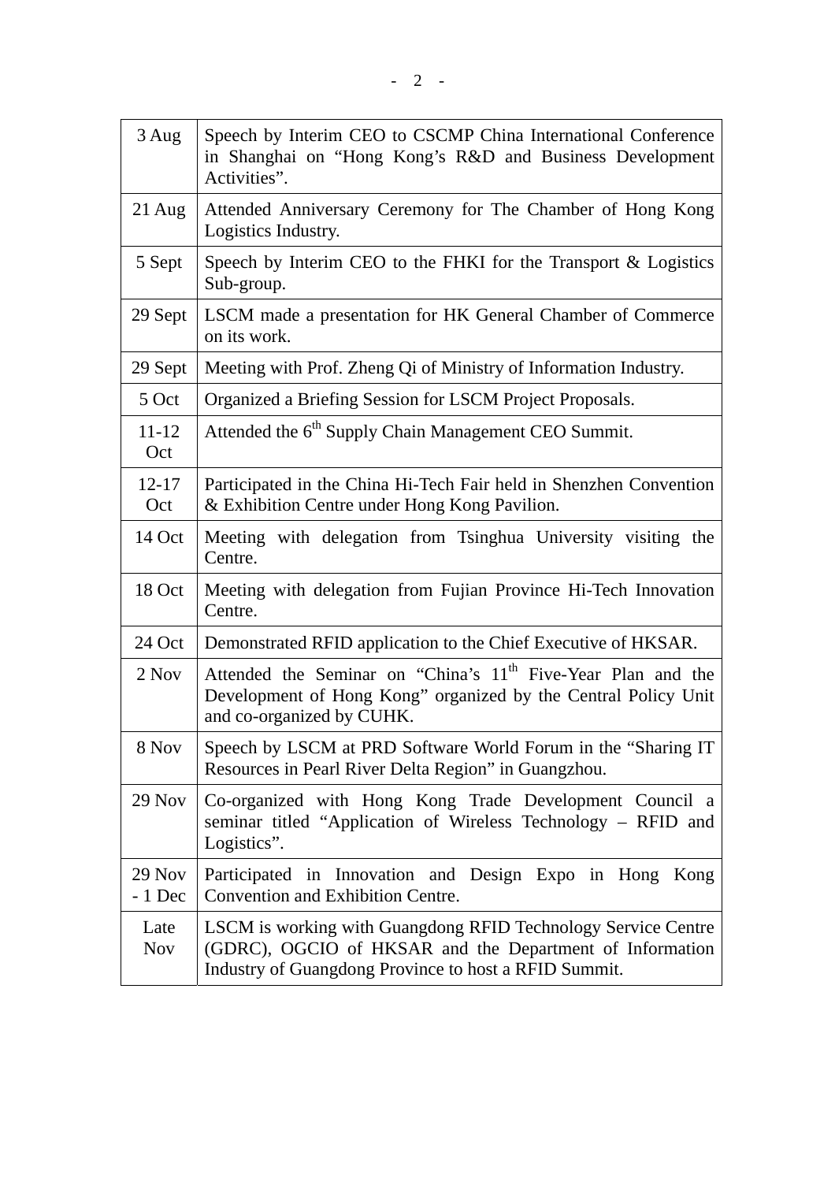| 3 Aug | Speech by Interim CEO to CSCMP China International Conference in Shanghai on "Hong Kong's R&D and Business Development Activities". |
|---|---|
| 21 Aug | Attended Anniversary Ceremony for The Chamber of Hong Kong Logistics Industry. |
| 5 Sept | Speech by Interim CEO to the FHKI for the Transport & Logistics Sub-group. |
| 29 Sept | LSCM made a presentation for HK General Chamber of Commerce on its work. |
| 29 Sept | Meeting with Prof. Zheng Qi of Ministry of Information Industry. |
| 5 Oct | Organized a Briefing Session for LSCM Project Proposals. |
| 11-12 Oct | Attended the 6th Supply Chain Management CEO Summit. |
| 12-17 Oct | Participated in the China Hi-Tech Fair held in Shenzhen Convention & Exhibition Centre under Hong Kong Pavilion. |
| 14 Oct | Meeting with delegation from Tsinghua University visiting the Centre. |
| 18 Oct | Meeting with delegation from Fujian Province Hi-Tech Innovation Centre. |
| 24 Oct | Demonstrated RFID application to the Chief Executive of HKSAR. |
| 2 Nov | Attended the Seminar on "China's 11th Five-Year Plan and the Development of Hong Kong" organized by the Central Policy Unit and co-organized by CUHK. |
| 8 Nov | Speech by LSCM at PRD Software World Forum in the "Sharing IT Resources in Pearl River Delta Region" in Guangzhou. |
| 29 Nov | Co-organized with Hong Kong Trade Development Council a seminar titled "Application of Wireless Technology – RFID and Logistics". |
| 29 Nov - 1 Dec | Participated in Innovation and Design Expo in Hong Kong Convention and Exhibition Centre. |
| Late Nov | LSCM is working with Guangdong RFID Technology Service Centre (GDRC), OGCIO of HKSAR and the Department of Information Industry of Guangdong Province to host a RFID Summit. |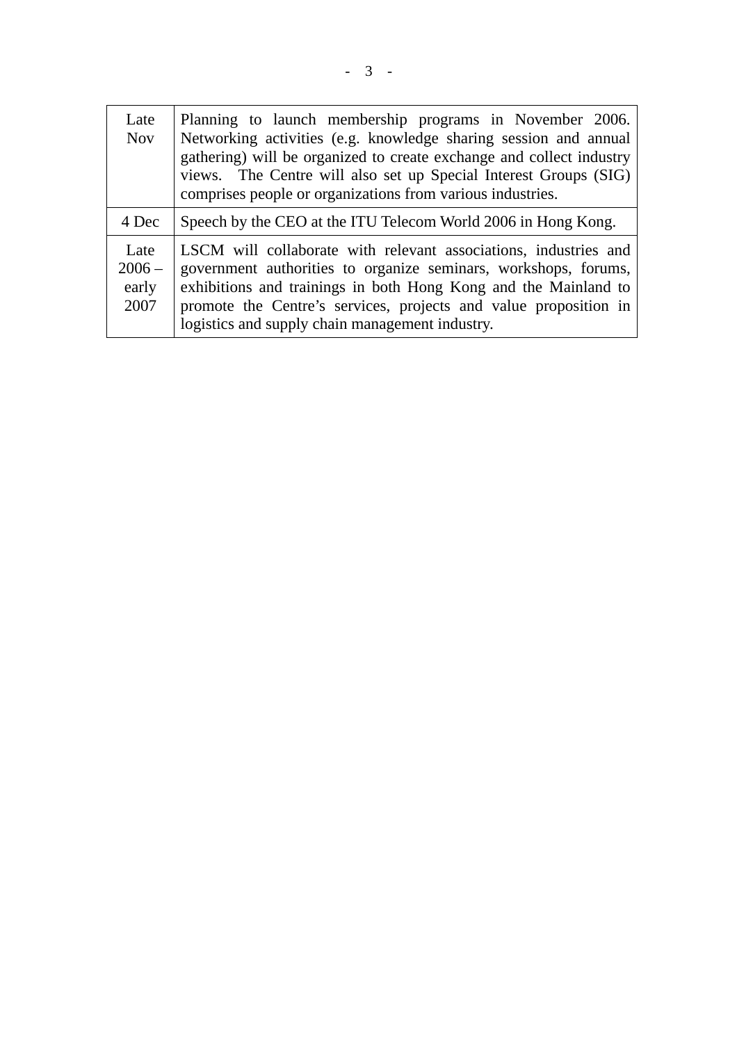| | |
|---|---|
| Late Nov | Planning to launch membership programs in November 2006. Networking activities (e.g. knowledge sharing session and annual gathering) will be organized to create exchange and collect industry views. The Centre will also set up Special Interest Groups (SIG) comprises people or organizations from various industries. |
| 4 Dec | Speech by the CEO at the ITU Telecom World 2006 in Hong Kong. |
| Late 2006 – early 2007 | LSCM will collaborate with relevant associations, industries and government authorities to organize seminars, workshops, forums, exhibitions and trainings in both Hong Kong and the Mainland to promote the Centre's services, projects and value proposition in logistics and supply chain management industry. |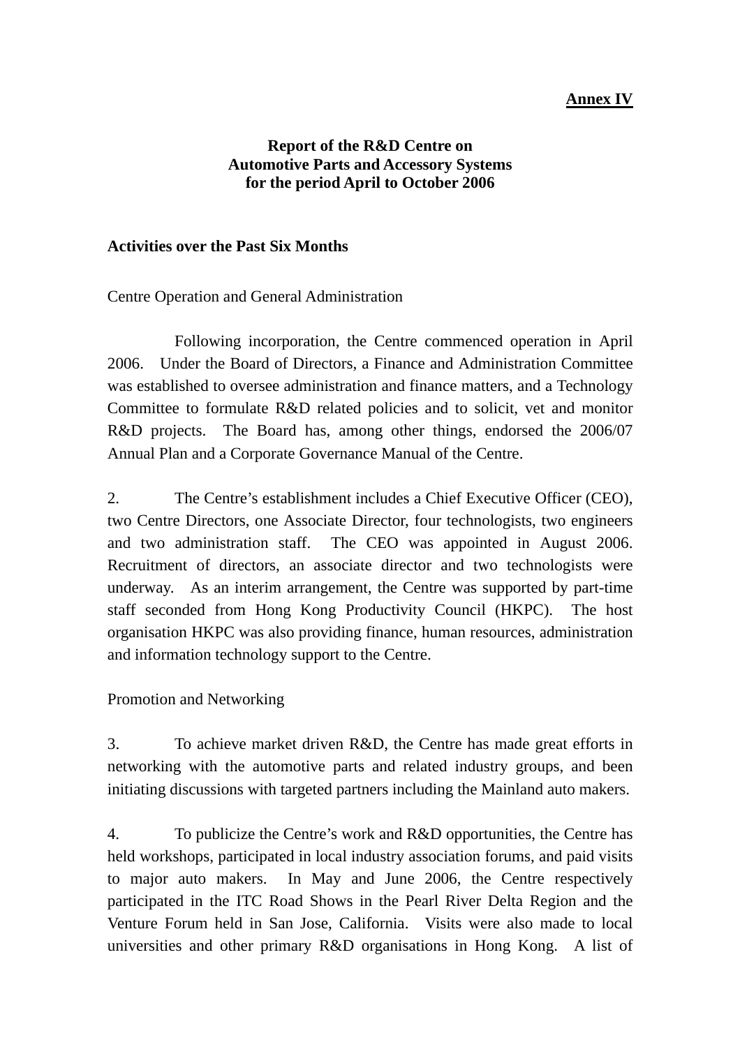**Annex IV**

**Report of the R&D Centre on Automotive Parts and Accessory Systems for the period April to October 2006**

**Activities over the Past Six Months**

Centre Operation and General Administration

Following incorporation, the Centre commenced operation in April 2006. Under the Board of Directors, a Finance and Administration Committee was established to oversee administration and finance matters, and a Technology Committee to formulate R&D related policies and to solicit, vet and monitor R&D projects. The Board has, among other things, endorsed the 2006/07 Annual Plan and a Corporate Governance Manual of the Centre.

2. The Centre's establishment includes a Chief Executive Officer (CEO), two Centre Directors, one Associate Director, four technologists, two engineers and two administration staff. The CEO was appointed in August 2006. Recruitment of directors, an associate director and two technologists were underway. As an interim arrangement, the Centre was supported by part-time staff seconded from Hong Kong Productivity Council (HKPC). The host organisation HKPC was also providing finance, human resources, administration and information technology support to the Centre.

Promotion and Networking

3. To achieve market driven R&D, the Centre has made great efforts in networking with the automotive parts and related industry groups, and been initiating discussions with targeted partners including the Mainland auto makers.

4. To publicize the Centre's work and R&D opportunities, the Centre has held workshops, participated in local industry association forums, and paid visits to major auto makers. In May and June 2006, the Centre respectively participated in the ITC Road Shows in the Pearl River Delta Region and the Venture Forum held in San Jose, California. Visits were also made to local universities and other primary R&D organisations in Hong Kong. A list of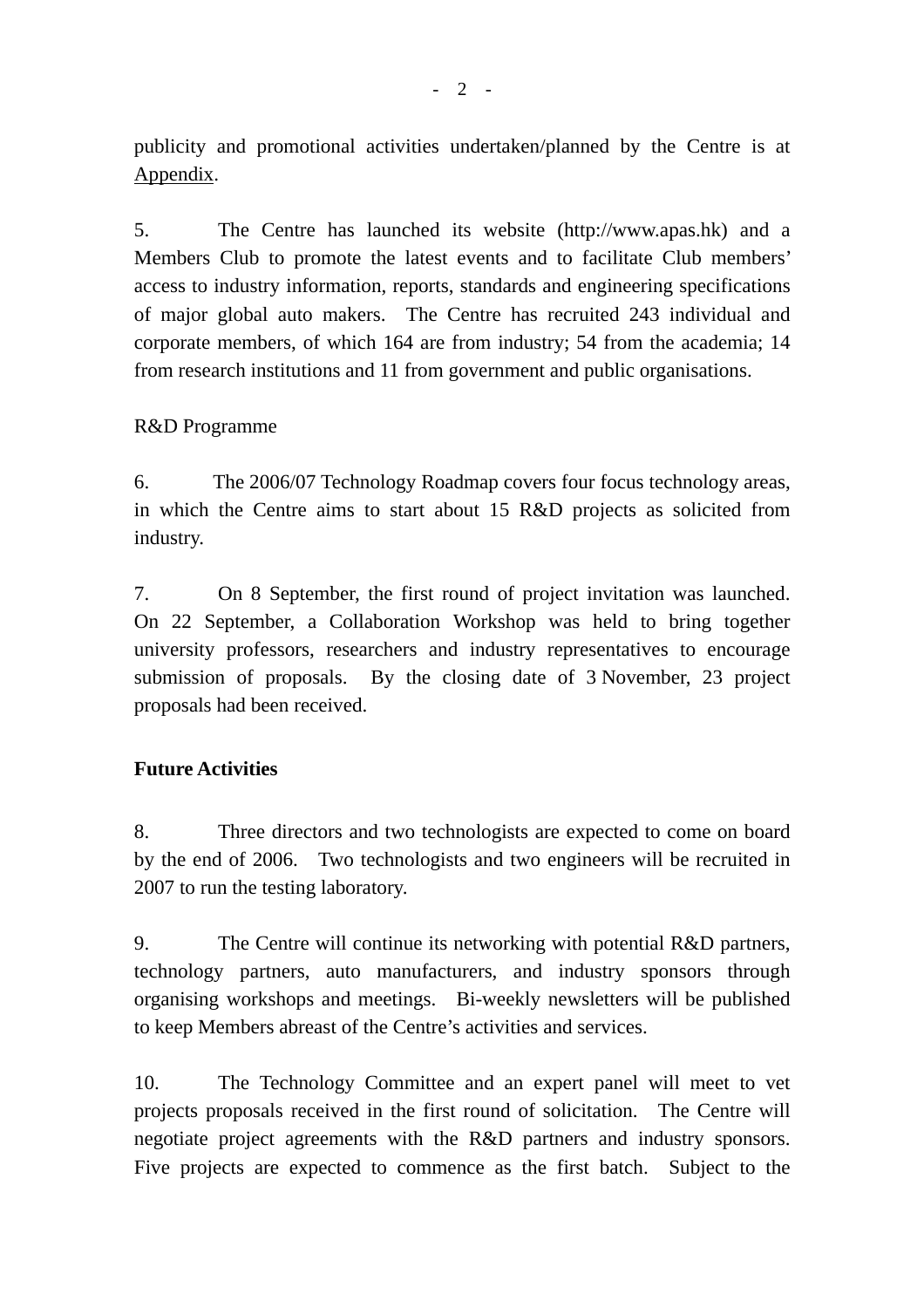publicity and promotional activities undertaken/planned by the Centre is at Appendix.

5. The Centre has launched its website (http://www.apas.hk) and a Members Club to promote the latest events and to facilitate Club members' access to industry information, reports, standards and engineering specifications of major global auto makers. The Centre has recruited 243 individual and corporate members, of which 164 are from industry; 54 from the academia; 14 from research institutions and 11 from government and public organisations.

R&D Programme

6. The 2006/07 Technology Roadmap covers four focus technology areas, in which the Centre aims to start about 15 R&D projects as solicited from industry.

7. On 8 September, the first round of project invitation was launched. On 22 September, a Collaboration Workshop was held to bring together university professors, researchers and industry representatives to encourage submission of proposals. By the closing date of 3 November, 23 project proposals had been received.

**Future Activities**

8. Three directors and two technologists are expected to come on board by the end of 2006. Two technologists and two engineers will be recruited in 2007 to run the testing laboratory.

9. The Centre will continue its networking with potential R&D partners, technology partners, auto manufacturers, and industry sponsors through organising workshops and meetings. Bi-weekly newsletters will be published to keep Members abreast of the Centre's activities and services.

10. The Technology Committee and an expert panel will meet to vet projects proposals received in the first round of solicitation. The Centre will negotiate project agreements with the R&D partners and industry sponsors. Five projects are expected to commence as the first batch. Subject to the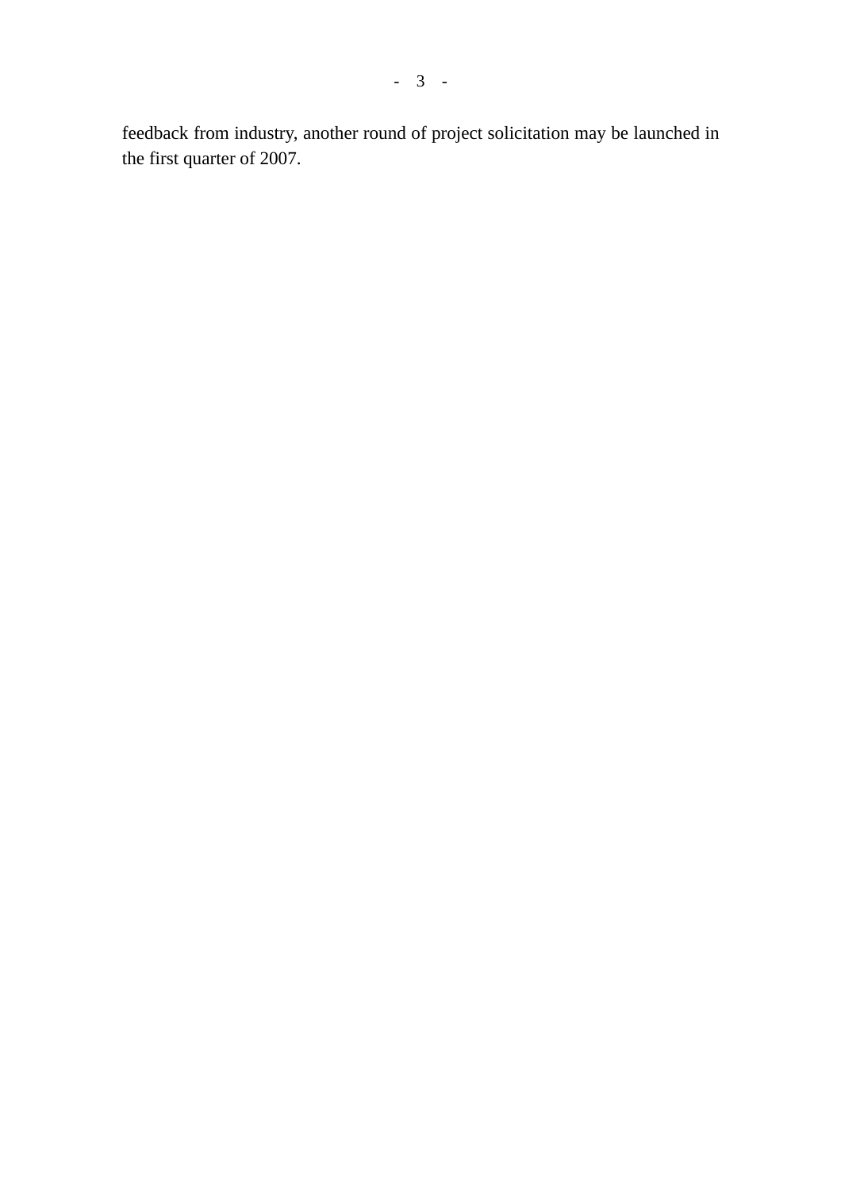feedback from industry, another round of project solicitation may be launched in the first quarter of 2007.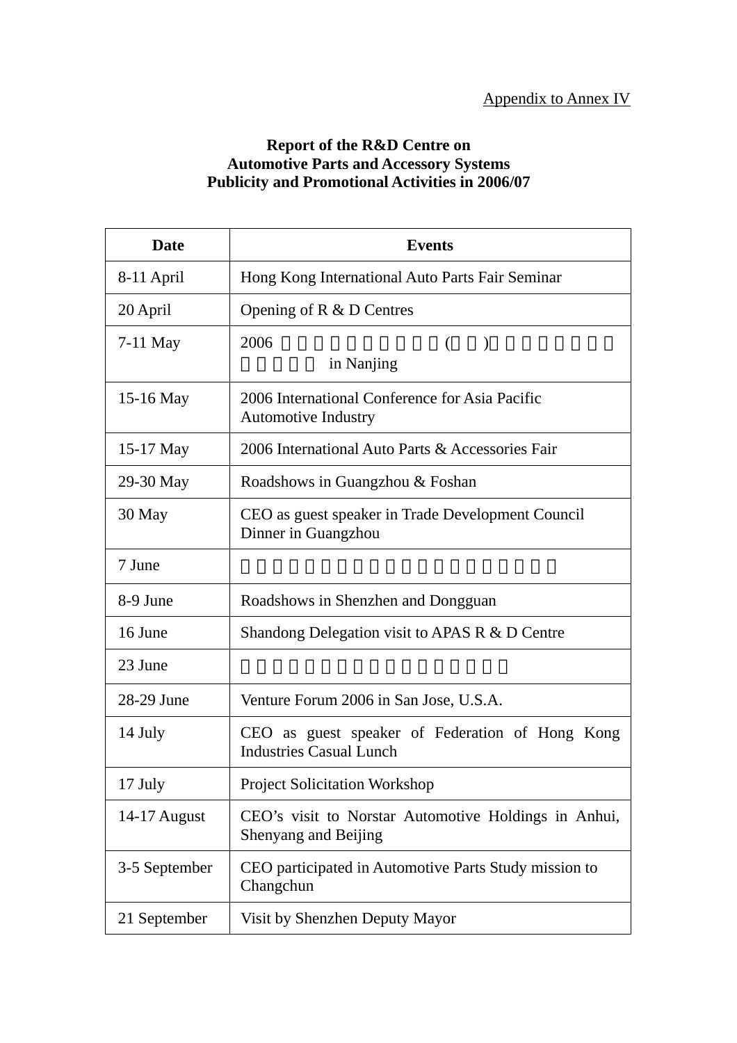Appendix to Annex IV

**Report of the R&D Centre on Automotive Parts and Accessory Systems Publicity and Promotional Activities in 2006/07**

| Date | Events |
|---|---|
| 8-11 April | Hong Kong International Auto Parts Fair Seminar |
| 20 April | Opening of R & D Centres |
| 7-11 May | 2006 ( ) in Nanjing |
| 15-16 May | 2006 International Conference for Asia Pacific Automotive Industry |
| 15-17 May | 2006 International Auto Parts & Accessories Fair |
| 29-30 May | Roadshows in Guangzhou & Foshan |
| 30 May | CEO as guest speaker in Trade Development Council Dinner in Guangzhou |
| 7 June | |
| 8-9 June | Roadshows in Shenzhen and Dongguan |
| 16 June | Shandong Delegation visit to APAS R & D Centre |
| 23 June | |
| 28-29 June | Venture Forum 2006 in San Jose, U.S.A. |
| 14 July | CEO as guest speaker of Federation of Hong Kong Industries Casual Lunch |
| 17 July | Project Solicitation Workshop |
| 14-17 August | CEO's visit to Norstar Automotive Holdings in Anhui, Shenyang and Beijing |
| 3-5 September | CEO participated in Automotive Parts Study mission to Changchun |
| 21 September | Visit by Shenzhen Deputy Mayor |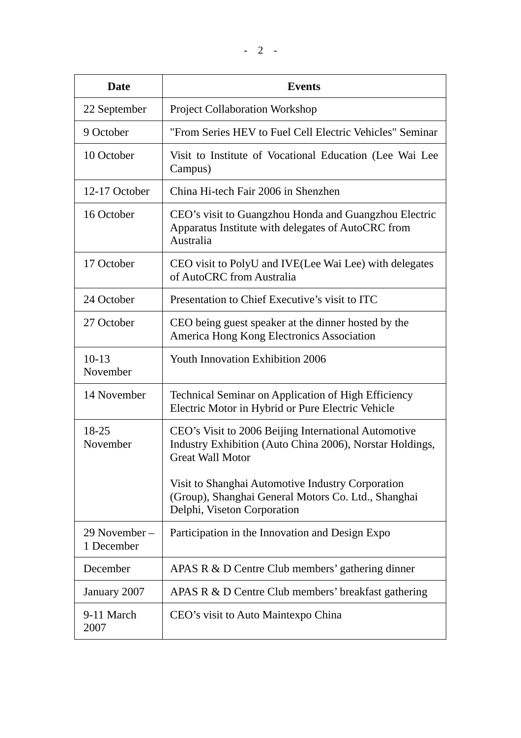| Date | Events |
|---|---|
| 22 September | Project Collaboration Workshop |
| 9 October | "From Series HEV to Fuel Cell Electric Vehicles" Seminar |
| 10 October | Visit to Institute of Vocational Education (Lee Wai Lee Campus) |
| 12-17 October | China Hi-tech Fair 2006 in Shenzhen |
| 16 October | CEO's visit to Guangzhou Honda and Guangzhou Electric Apparatus Institute with delegates of AutoCRC from Australia |
| 17 October | CEO visit to PolyU and IVE(Lee Wai Lee) with delegates of AutoCRC from Australia |
| 24 October | Presentation to Chief Executive's visit to ITC |
| 27 October | CEO being guest speaker at the dinner hosted by the America Hong Kong Electronics Association |
| 10-13 November | Youth Innovation Exhibition 2006 |
| 14 November | Technical Seminar on Application of High Efficiency Electric Motor in Hybrid or Pure Electric Vehicle |
| 18-25 November | CEO's Visit to 2006 Beijing International Automotive Industry Exhibition (Auto China 2006), Norstar Holdings, Great Wall Motor<br><br>Visit to Shanghai Automotive Industry Corporation (Group), Shanghai General Motors Co. Ltd., Shanghai Delphi, Viseton Corporation |
| 29 November – 1 December | Participation in the Innovation and Design Expo |
| December | APAS R & D Centre Club members' gathering dinner |
| January 2007 | APAS R & D Centre Club members' breakfast gathering |
| 9-11 March 2007 | CEO's visit to Auto Maintexpo China |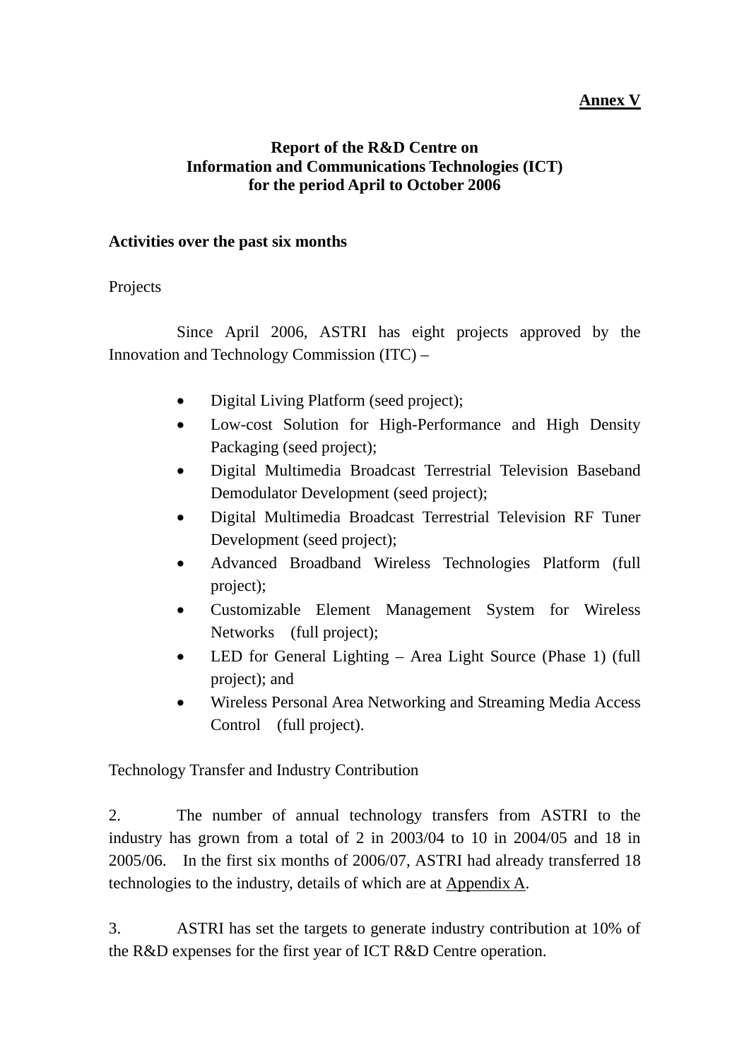**Annex V**

**Report of the R&D Centre on**
**Information and Communications Technologies (ICT)**
**for the period April to October 2006**

**Activities over the past six months**

Projects

Since April 2006, ASTRI has eight projects approved by the Innovation and Technology Commission (ITC) –

- Digital Living Platform (seed project);
- Low-cost Solution for High-Performance and High Density Packaging (seed project);
- Digital Multimedia Broadcast Terrestrial Television Baseband Demodulator Development (seed project);
- Digital Multimedia Broadcast Terrestrial Television RF Tuner Development (seed project);
- Advanced Broadband Wireless Technologies Platform (full project);
- Customizable Element Management System for Wireless Networks (full project);
- LED for General Lighting – Area Light Source (Phase 1) (full project); and
- Wireless Personal Area Networking and Streaming Media Access Control (full project).

Technology Transfer and Industry Contribution

2. The number of annual technology transfers from ASTRI to the industry has grown from a total of 2 in 2003/04 to 10 in 2004/05 and 18 in 2005/06. In the first six months of 2006/07, ASTRI had already transferred 18 technologies to the industry, details of which are at Appendix A.

3. ASTRI has set the targets to generate industry contribution at 10% of the R&D expenses for the first year of ICT R&D Centre operation.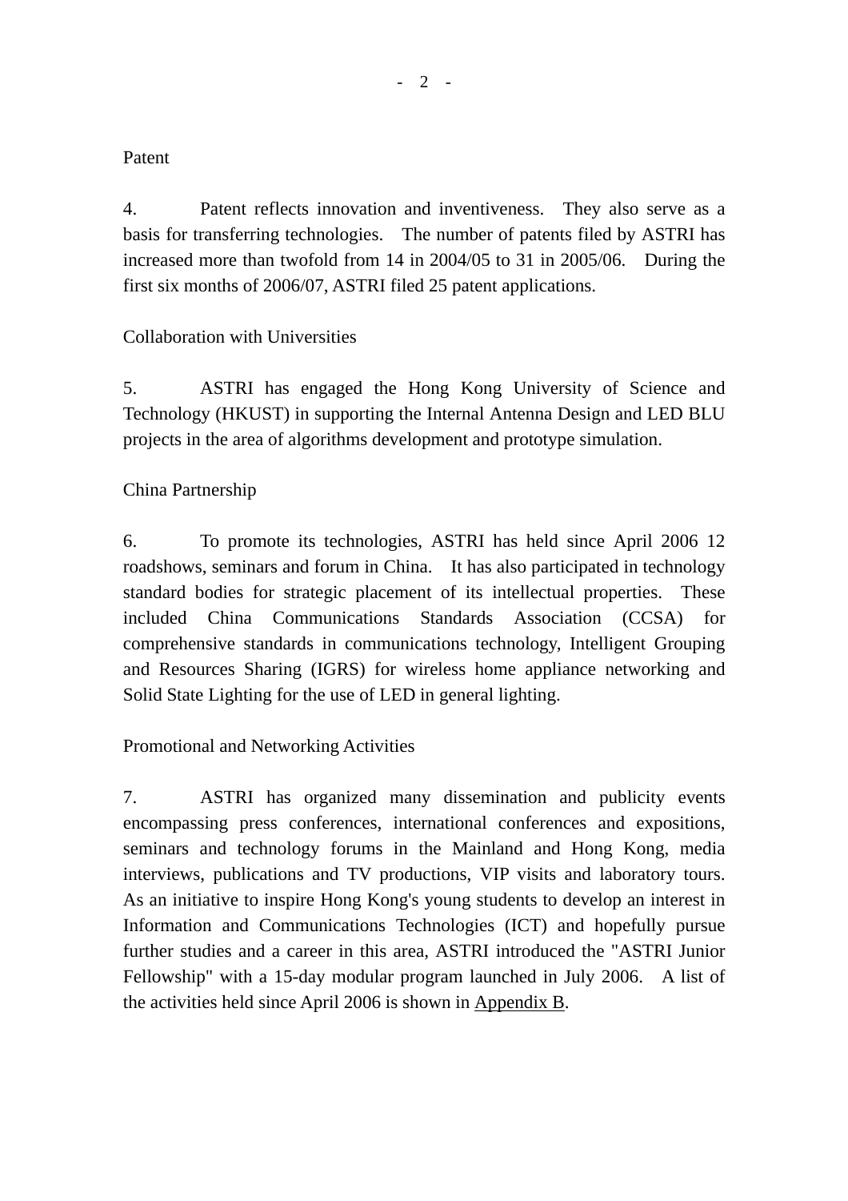Patent

4. Patent reflects innovation and inventiveness. They also serve as a basis for transferring technologies. The number of patents filed by ASTRI has increased more than twofold from 14 in 2004/05 to 31 in 2005/06. During the first six months of 2006/07, ASTRI filed 25 patent applications.

Collaboration with Universities

5. ASTRI has engaged the Hong Kong University of Science and Technology (HKUST) in supporting the Internal Antenna Design and LED BLU projects in the area of algorithms development and prototype simulation.

China Partnership

6. To promote its technologies, ASTRI has held since April 2006 12 roadshows, seminars and forum in China. It has also participated in technology standard bodies for strategic placement of its intellectual properties. These included China Communications Standards Association (CCSA) for comprehensive standards in communications technology, Intelligent Grouping and Resources Sharing (IGRS) for wireless home appliance networking and Solid State Lighting for the use of LED in general lighting.

Promotional and Networking Activities

7. ASTRI has organized many dissemination and publicity events encompassing press conferences, international conferences and expositions, seminars and technology forums in the Mainland and Hong Kong, media interviews, publications and TV productions, VIP visits and laboratory tours. As an initiative to inspire Hong Kong's young students to develop an interest in Information and Communications Technologies (ICT) and hopefully pursue further studies and a career in this area, ASTRI introduced the "ASTRI Junior Fellowship" with a 15-day modular program launched in July 2006. A list of the activities held since April 2006 is shown in Appendix B.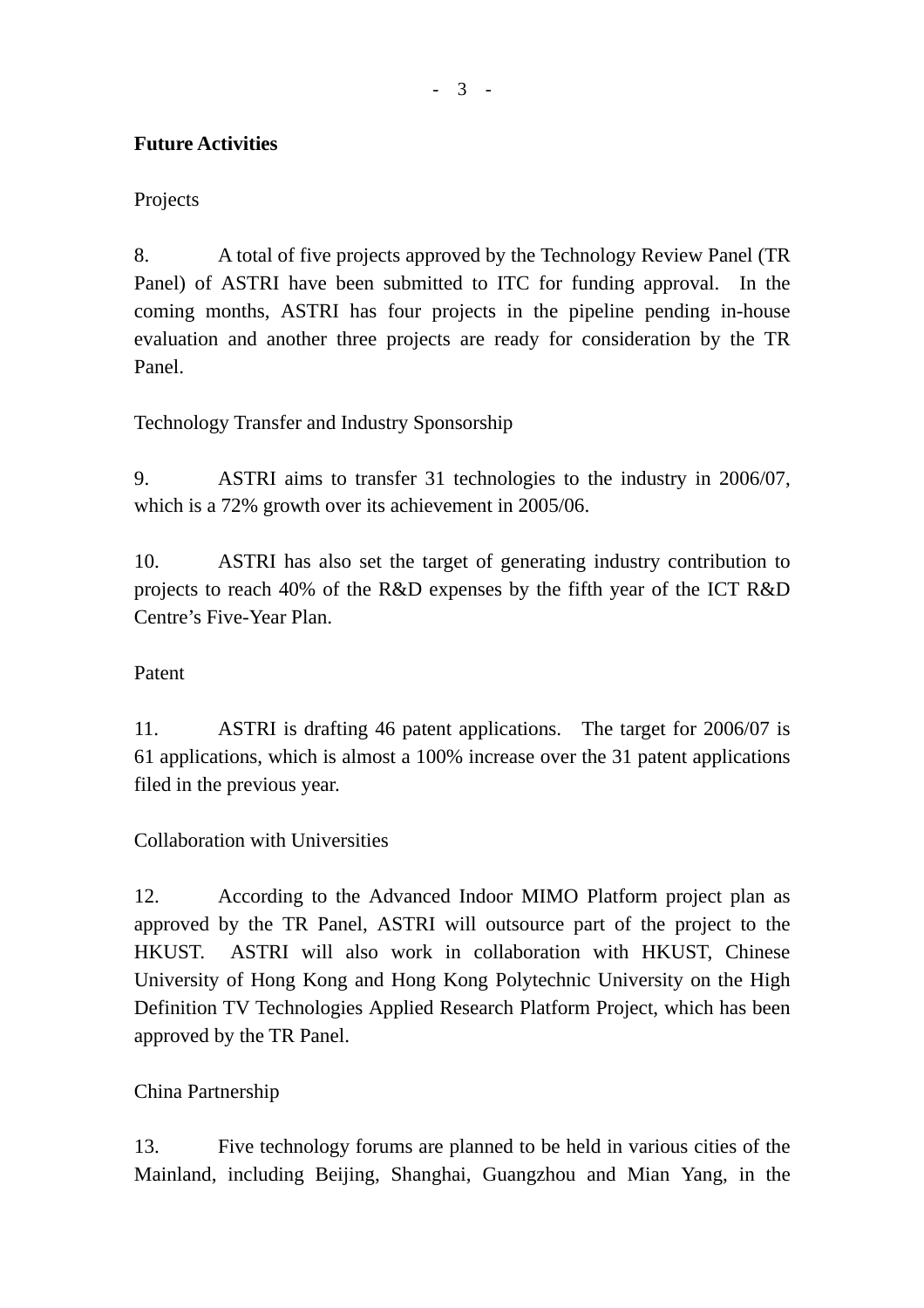**Future Activities**

Projects

8. A total of five projects approved by the Technology Review Panel (TR Panel) of ASTRI have been submitted to ITC for funding approval. In the coming months, ASTRI has four projects in the pipeline pending in-house evaluation and another three projects are ready for consideration by the TR Panel.

Technology Transfer and Industry Sponsorship

9. ASTRI aims to transfer 31 technologies to the industry in 2006/07, which is a 72% growth over its achievement in 2005/06.

10. ASTRI has also set the target of generating industry contribution to projects to reach 40% of the R&D expenses by the fifth year of the ICT R&D Centre's Five-Year Plan.

Patent

11. ASTRI is drafting 46 patent applications. The target for 2006/07 is 61 applications, which is almost a 100% increase over the 31 patent applications filed in the previous year.

Collaboration with Universities

12. According to the Advanced Indoor MIMO Platform project plan as approved by the TR Panel, ASTRI will outsource part of the project to the HKUST. ASTRI will also work in collaboration with HKUST, Chinese University of Hong Kong and Hong Kong Polytechnic University on the High Definition TV Technologies Applied Research Platform Project, which has been approved by the TR Panel.

China Partnership

13. Five technology forums are planned to be held in various cities of the Mainland, including Beijing, Shanghai, Guangzhou and Mian Yang, in the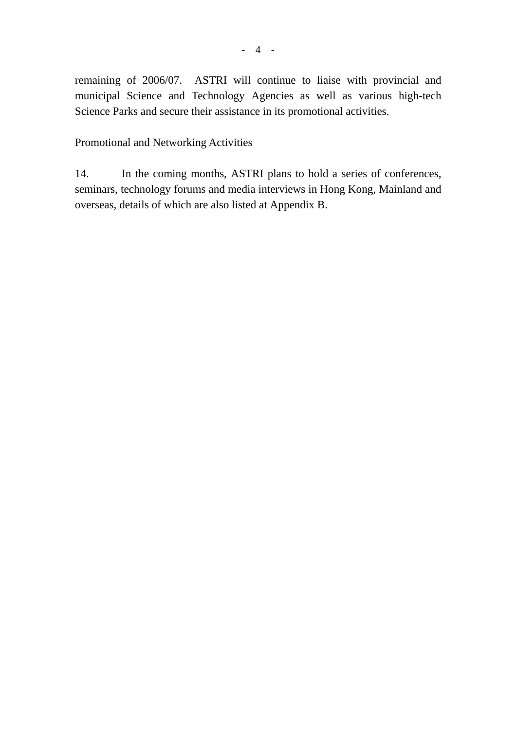remaining of 2006/07. ASTRI will continue to liaise with provincial and municipal Science and Technology Agencies as well as various high-tech Science Parks and secure their assistance in its promotional activities.

Promotional and Networking Activities

14. In the coming months, ASTRI plans to hold a series of conferences, seminars, technology forums and media interviews in Hong Kong, Mainland and overseas, details of which are also listed at Appendix B.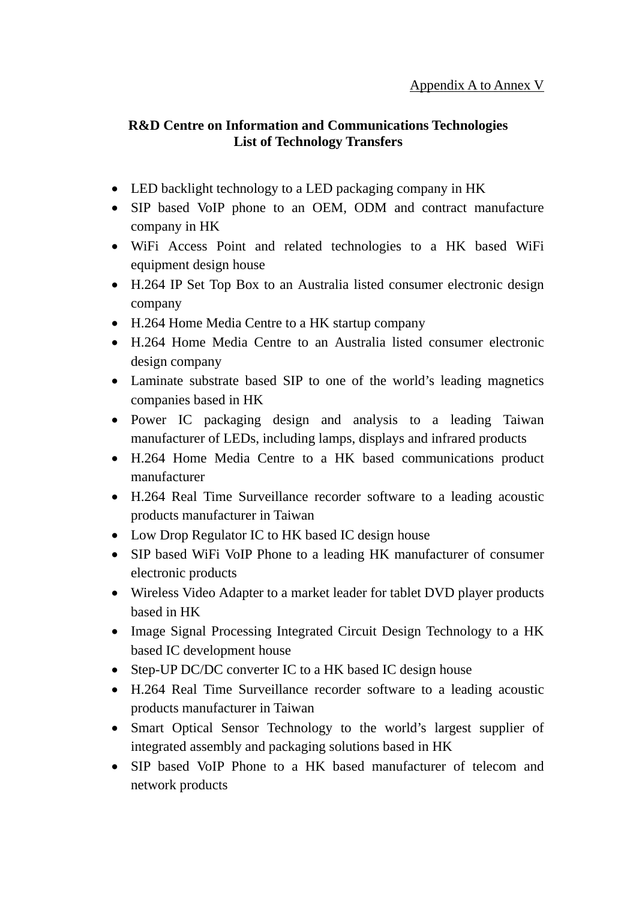Appendix A to Annex V

**R&D Centre on Information and Communications Technologies**
**List of Technology Transfers**

- LED backlight technology to a LED packaging company in HK
- SIP based VoIP phone to an OEM, ODM and contract manufacture company in HK
- WiFi Access Point and related technologies to a HK based WiFi equipment design house
- H.264 IP Set Top Box to an Australia listed consumer electronic design company
- H.264 Home Media Centre to a HK startup company
- H.264 Home Media Centre to an Australia listed consumer electronic design company
- Laminate substrate based SIP to one of the world's leading magnetics companies based in HK
- Power IC packaging design and analysis to a leading Taiwan manufacturer of LEDs, including lamps, displays and infrared products
- H.264 Home Media Centre to a HK based communications product manufacturer
- H.264 Real Time Surveillance recorder software to a leading acoustic products manufacturer in Taiwan
- Low Drop Regulator IC to HK based IC design house
- SIP based WiFi VoIP Phone to a leading HK manufacturer of consumer electronic products
- Wireless Video Adapter to a market leader for tablet DVD player products based in HK
- Image Signal Processing Integrated Circuit Design Technology to a HK based IC development house
- Step-UP DC/DC converter IC to a HK based IC design house
- H.264 Real Time Surveillance recorder software to a leading acoustic products manufacturer in Taiwan
- Smart Optical Sensor Technology to the world's largest supplier of integrated assembly and packaging solutions based in HK
- SIP based VoIP Phone to a HK based manufacturer of telecom and network products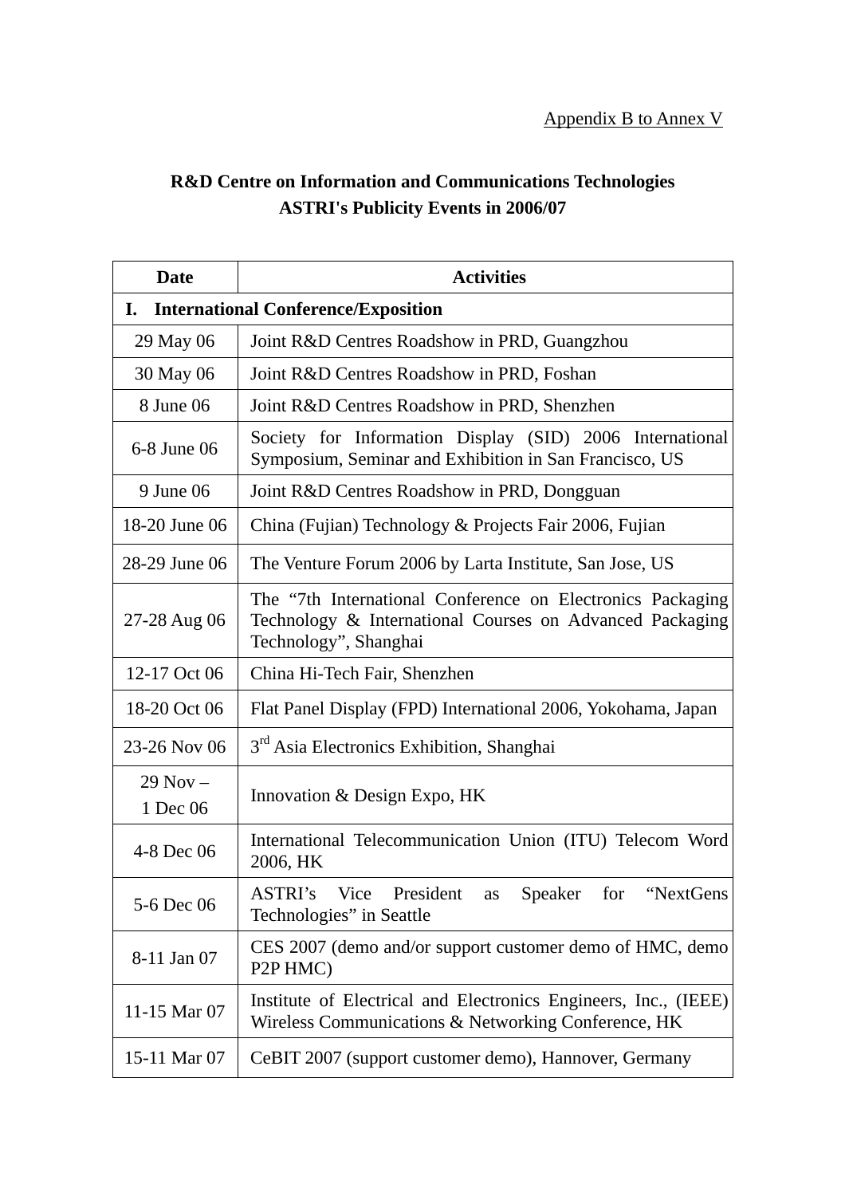Appendix B to Annex V

**R&D Centre on Information and Communications Technologies**
**ASTRI's Publicity Events in 2006/07**

| Date | Activities |
|---|---|
| **I. International Conference/Exposition** | |
| 29 May 06 | Joint R&D Centres Roadshow in PRD, Guangzhou |
| 30 May 06 | Joint R&D Centres Roadshow in PRD, Foshan |
| 8 June 06 | Joint R&D Centres Roadshow in PRD, Shenzhen |
| 6-8 June 06 | Society for Information Display (SID) 2006 International Symposium, Seminar and Exhibition in San Francisco, US |
| 9 June 06 | Joint R&D Centres Roadshow in PRD, Dongguan |
| 18-20 June 06 | China (Fujian) Technology & Projects Fair 2006, Fujian |
| 28-29 June 06 | The Venture Forum 2006 by Larta Institute, San Jose, US |
| 27-28 Aug 06 | The “7th International Conference on Electronics Packaging Technology & International Courses on Advanced Packaging Technology”, Shanghai |
| 12-17 Oct 06 | China Hi-Tech Fair, Shenzhen |
| 18-20 Oct 06 | Flat Panel Display (FPD) International 2006, Yokohama, Japan |
| 23-26 Nov 06 | 3rd Asia Electronics Exhibition, Shanghai |
| 29 Nov – 1 Dec 06 | Innovation & Design Expo, HK |
| 4-8 Dec 06 | International Telecommunication Union (ITU) Telecom Word 2006, HK |
| 5-6 Dec 06 | ASTRI’s Vice President as Speaker for “NextGens Technologies” in Seattle |
| 8-11 Jan 07 | CES 2007 (demo and/or support customer demo of HMC, demo P2P HMC) |
| 11-15 Mar 07 | Institute of Electrical and Electronics Engineers, Inc., (IEEE) Wireless Communications & Networking Conference, HK |
| 15-11 Mar 07 | CeBIT 2007 (support customer demo), Hannover, Germany |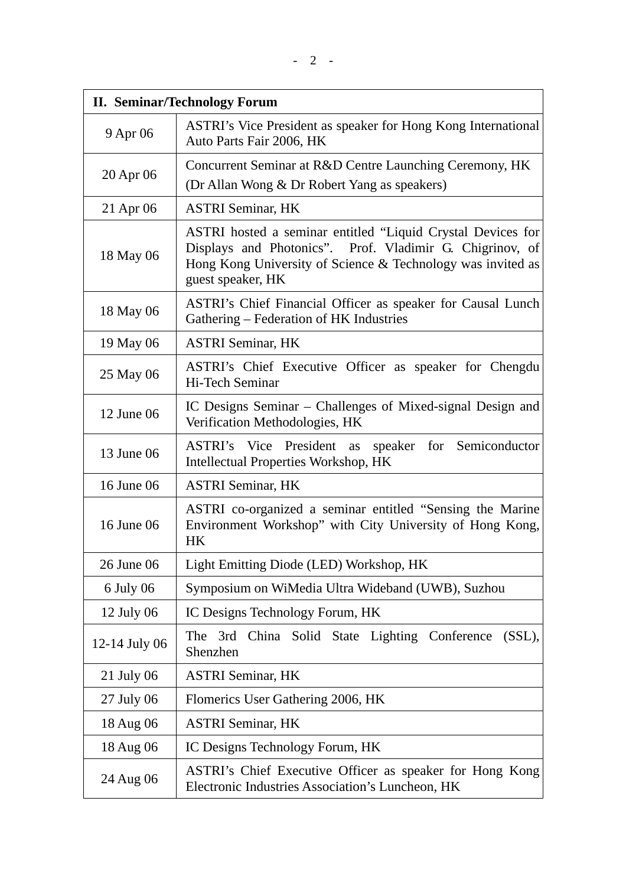| II. Seminar/Technology Forum | |
|---|---|
| 9 Apr 06 | ASTRI's Vice President as speaker for Hong Kong International Auto Parts Fair 2006, HK |
| 20 Apr 06 | Concurrent Seminar at R&D Centre Launching Ceremony, HK (Dr Allan Wong & Dr Robert Yang as speakers) |
| 21 Apr 06 | ASTRI Seminar, HK |
| 18 May 06 | ASTRI hosted a seminar entitled "Liquid Crystal Devices for Displays and Photonics". Prof. Vladimir G. Chigrinov, of Hong Kong University of Science & Technology was invited as guest speaker, HK |
| 18 May 06 | ASTRI's Chief Financial Officer as speaker for Causal Lunch Gathering – Federation of HK Industries |
| 19 May 06 | ASTRI Seminar, HK |
| 25 May 06 | ASTRI's Chief Executive Officer as speaker for Chengdu Hi-Tech Seminar |
| 12 June 06 | IC Designs Seminar – Challenges of Mixed-signal Design and Verification Methodologies, HK |
| 13 June 06 | ASTRI's Vice President as speaker for Semiconductor Intellectual Properties Workshop, HK |
| 16 June 06 | ASTRI Seminar, HK |
| 16 June 06 | ASTRI co-organized a seminar entitled "Sensing the Marine Environment Workshop" with City University of Hong Kong, HK |
| 26 June 06 | Light Emitting Diode (LED) Workshop, HK |
| 6 July 06 | Symposium on WiMedia Ultra Wideband (UWB), Suzhou |
| 12 July 06 | IC Designs Technology Forum, HK |
| 12-14 July 06 | The 3rd China Solid State Lighting Conference (SSL), Shenzhen |
| 21 July 06 | ASTRI Seminar, HK |
| 27 July 06 | Flomerics User Gathering 2006, HK |
| 18 Aug 06 | ASTRI Seminar, HK |
| 18 Aug 06 | IC Designs Technology Forum, HK |
| 24 Aug 06 | ASTRI's Chief Executive Officer as speaker for Hong Kong Electronic Industries Association's Luncheon, HK |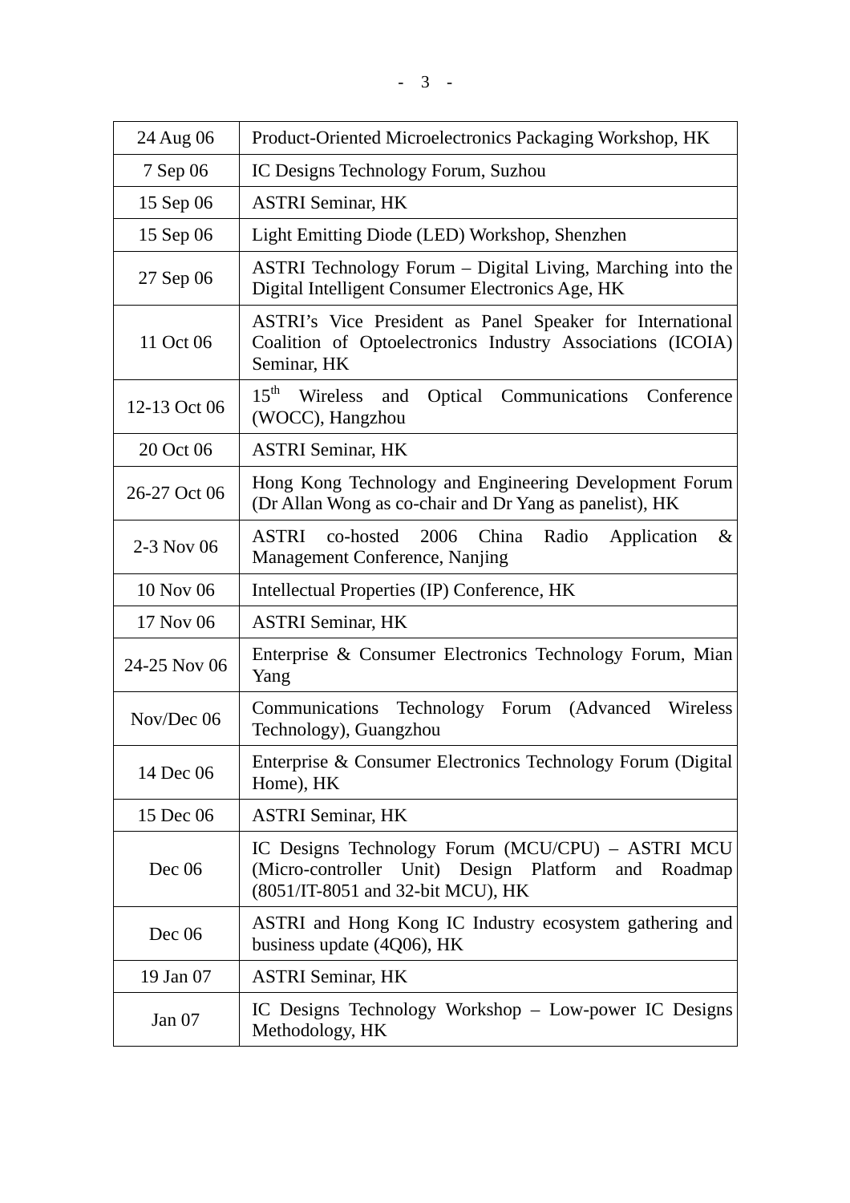| 24 Aug 06 | Product-Oriented Microelectronics Packaging Workshop, HK |
|---|---|
| 7 Sep 06 | IC Designs Technology Forum, Suzhou |
| 15 Sep 06 | ASTRI Seminar, HK |
| 15 Sep 06 | Light Emitting Diode (LED) Workshop, Shenzhen |
| 27 Sep 06 | ASTRI Technology Forum – Digital Living, Marching into the Digital Intelligent Consumer Electronics Age, HK |
| 11 Oct 06 | ASTRI's Vice President as Panel Speaker for International Coalition of Optoelectronics Industry Associations (ICOIA) Seminar, HK |
| 12-13 Oct 06 | 15th Wireless and Optical Communications Conference (WOCC), Hangzhou |
| 20 Oct 06 | ASTRI Seminar, HK |
| 26-27 Oct 06 | Hong Kong Technology and Engineering Development Forum (Dr Allan Wong as co-chair and Dr Yang as panelist), HK |
| 2-3 Nov 06 | ASTRI co-hosted 2006 China Radio Application & Management Conference, Nanjing |
| 10 Nov 06 | Intellectual Properties (IP) Conference, HK |
| 17 Nov 06 | ASTRI Seminar, HK |
| 24-25 Nov 06 | Enterprise & Consumer Electronics Technology Forum, Mian Yang |
| Nov/Dec 06 | Communications Technology Forum (Advanced Wireless Technology), Guangzhou |
| 14 Dec 06 | Enterprise & Consumer Electronics Technology Forum (Digital Home), HK |
| 15 Dec 06 | ASTRI Seminar, HK |
| Dec 06 | IC Designs Technology Forum (MCU/CPU) – ASTRI MCU (Micro-controller Unit) Design Platform and Roadmap (8051/IT-8051 and 32-bit MCU), HK |
| Dec 06 | ASTRI and Hong Kong IC Industry ecosystem gathering and business update (4Q06), HK |
| 19 Jan 07 | ASTRI Seminar, HK |
| Jan 07 | IC Designs Technology Workshop – Low-power IC Designs Methodology, HK |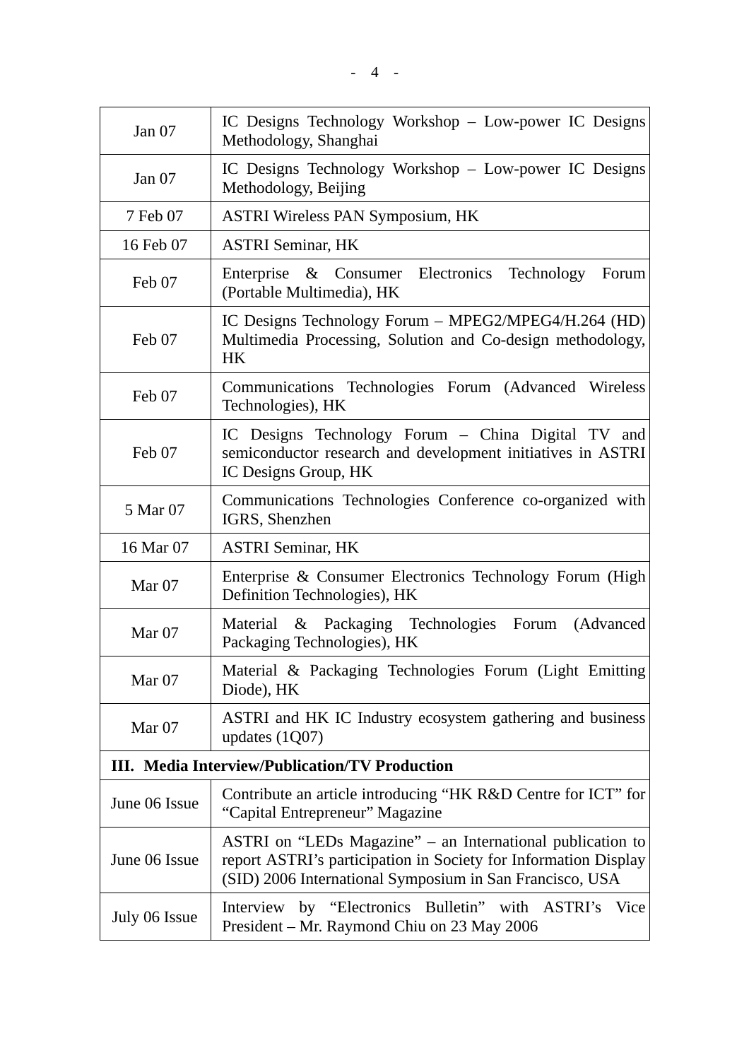| | |
|---|---|
| Jan 07 | IC Designs Technology Workshop – Low-power IC Designs Methodology, Shanghai |
| Jan 07 | IC Designs Technology Workshop – Low-power IC Designs Methodology, Beijing |
| 7 Feb 07 | ASTRI Wireless PAN Symposium, HK |
| 16 Feb 07 | ASTRI Seminar, HK |
| Feb 07 | Enterprise & Consumer Electronics Technology Forum (Portable Multimedia), HK |
| Feb 07 | IC Designs Technology Forum – MPEG2/MPEG4/H.264 (HD) Multimedia Processing, Solution and Co-design methodology, HK |
| Feb 07 | Communications Technologies Forum (Advanced Wireless Technologies), HK |
| Feb 07 | IC Designs Technology Forum – China Digital TV and semiconductor research and development initiatives in ASTRI IC Designs Group, HK |
| 5 Mar 07 | Communications Technologies Conference co-organized with IGRS, Shenzhen |
| 16 Mar 07 | ASTRI Seminar, HK |
| Mar 07 | Enterprise & Consumer Electronics Technology Forum (High Definition Technologies), HK |
| Mar 07 | Material & Packaging Technologies Forum (Advanced Packaging Technologies), HK |
| Mar 07 | Material & Packaging Technologies Forum (Light Emitting Diode), HK |
| Mar 07 | ASTRI and HK IC Industry ecosystem gathering and business updates (1Q07) |
| **III. Media Interview/Publication/TV Production** | |
| June 06 Issue | Contribute an article introducing "HK R&D Centre for ICT" for "Capital Entrepreneur" Magazine |
| June 06 Issue | ASTRI on "LEDs Magazine" – an International publication to report ASTRI's participation in Society for Information Display (SID) 2006 International Symposium in San Francisco, USA |
| July 06 Issue | Interview by "Electronics Bulletin" with ASTRI's Vice President – Mr. Raymond Chiu on 23 May 2006 |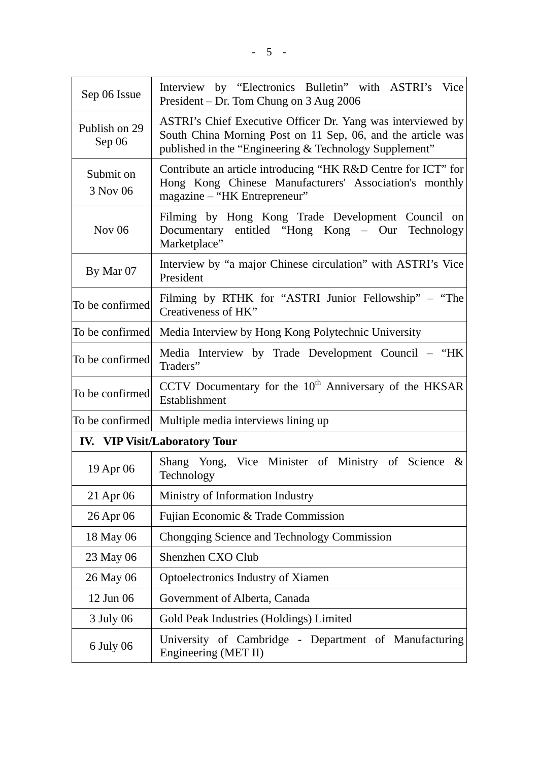| | |
|---|---|
| Sep 06 Issue | Interview by "Electronics Bulletin" with ASTRI's Vice President – Dr. Tom Chung on 3 Aug 2006 |
| Publish on 29 Sep 06 | ASTRI's Chief Executive Officer Dr. Yang was interviewed by South China Morning Post on 11 Sep, 06, and the article was published in the "Engineering & Technology Supplement" |
| Submit on 3 Nov 06 | Contribute an article introducing "HK R&D Centre for ICT" for Hong Kong Chinese Manufacturers' Association's monthly magazine – "HK Entrepreneur" |
| Nov 06 | Filming by Hong Kong Trade Development Council on Documentary entitled "Hong Kong – Our Technology Marketplace" |
| By Mar 07 | Interview by "a major Chinese circulation" with ASTRI's Vice President |
| To be confirmed | Filming by RTHK for "ASTRI Junior Fellowship" – "The Creativeness of HK" |
| To be confirmed | Media Interview by Hong Kong Polytechnic University |
| To be confirmed | Media Interview by Trade Development Council – "HK Traders" |
| To be confirmed | CCTV Documentary for the 10th Anniversary of the HKSAR Establishment |
| To be confirmed | Multiple media interviews lining up |
| **IV. VIP Visit/Laboratory Tour** | |
| 19 Apr 06 | Shang Yong, Vice Minister of Ministry of Science & Technology |
| 21 Apr 06 | Ministry of Information Industry |
| 26 Apr 06 | Fujian Economic & Trade Commission |
| 18 May 06 | Chongqing Science and Technology Commission |
| 23 May 06 | Shenzhen CXO Club |
| 26 May 06 | Optoelectronics Industry of Xiamen |
| 12 Jun 06 | Government of Alberta, Canada |
| 3 July 06 | Gold Peak Industries (Holdings) Limited |
| 6 July 06 | University of Cambridge - Department of Manufacturing Engineering (MET II) |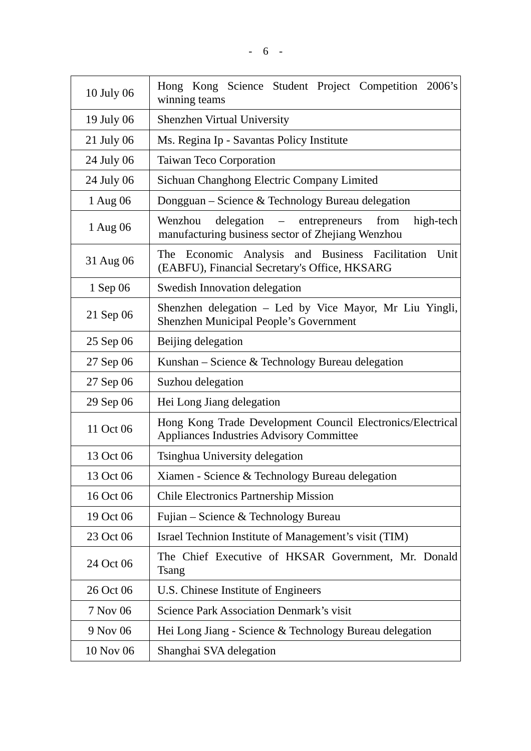| | |
|---|---|
| 10 July 06 | Hong Kong Science Student Project Competition 2006's winning teams |
| 19 July 06 | Shenzhen Virtual University |
| 21 July 06 | Ms. Regina Ip - Savantas Policy Institute |
| 24 July 06 | Taiwan Teco Corporation |
| 24 July 06 | Sichuan Changhong Electric Company Limited |
| 1 Aug 06 | Dongguan – Science & Technology Bureau delegation |
| 1 Aug 06 | Wenzhou delegation – entrepreneurs from high-tech manufacturing business sector of Zhejiang Wenzhou |
| 31 Aug 06 | The Economic Analysis and Business Facilitation Unit (EABFU), Financial Secretary's Office, HKSARG |
| 1 Sep 06 | Swedish Innovation delegation |
| 21 Sep 06 | Shenzhen delegation – Led by Vice Mayor, Mr Liu Yingli, Shenzhen Municipal People's Government |
| 25 Sep 06 | Beijing delegation |
| 27 Sep 06 | Kunshan – Science & Technology Bureau delegation |
| 27 Sep 06 | Suzhou delegation |
| 29 Sep 06 | Hei Long Jiang delegation |
| 11 Oct 06 | Hong Kong Trade Development Council Electronics/Electrical Appliances Industries Advisory Committee |
| 13 Oct 06 | Tsinghua University delegation |
| 13 Oct 06 | Xiamen - Science & Technology Bureau delegation |
| 16 Oct 06 | Chile Electronics Partnership Mission |
| 19 Oct 06 | Fujian – Science & Technology Bureau |
| 23 Oct 06 | Israel Technion Institute of Management's visit (TIM) |
| 24 Oct 06 | The Chief Executive of HKSAR Government, Mr. Donald Tsang |
| 26 Oct 06 | U.S. Chinese Institute of Engineers |
| 7 Nov 06 | Science Park Association Denmark's visit |
| 9 Nov 06 | Hei Long Jiang - Science & Technology Bureau delegation |
| 10 Nov 06 | Shanghai SVA delegation |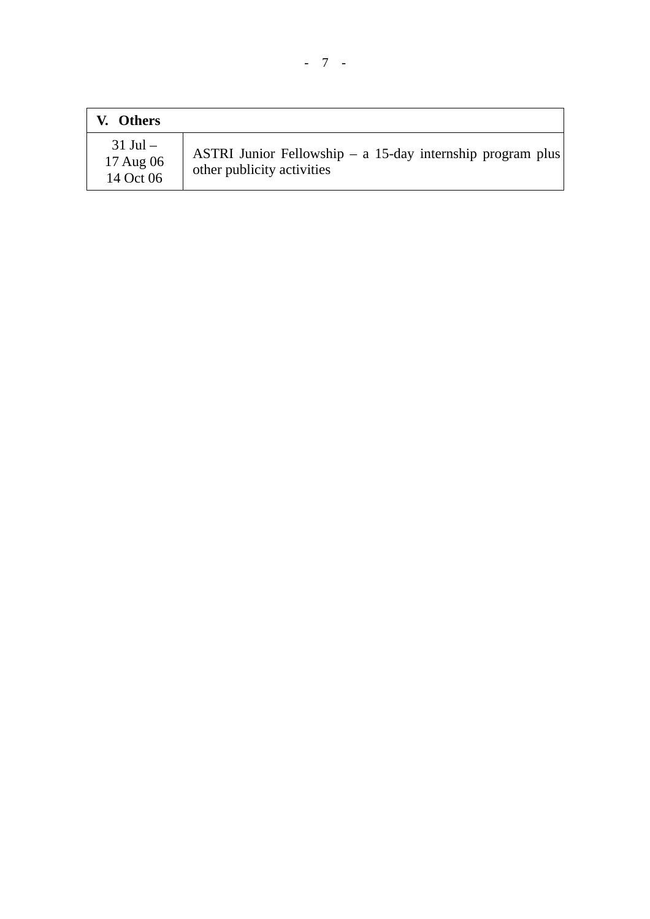| V. Others | |
|---|---|
| 31 Jul – 17 Aug 06 14 Oct 06 | ASTRI Junior Fellowship – a 15-day internship program plus other publicity activities |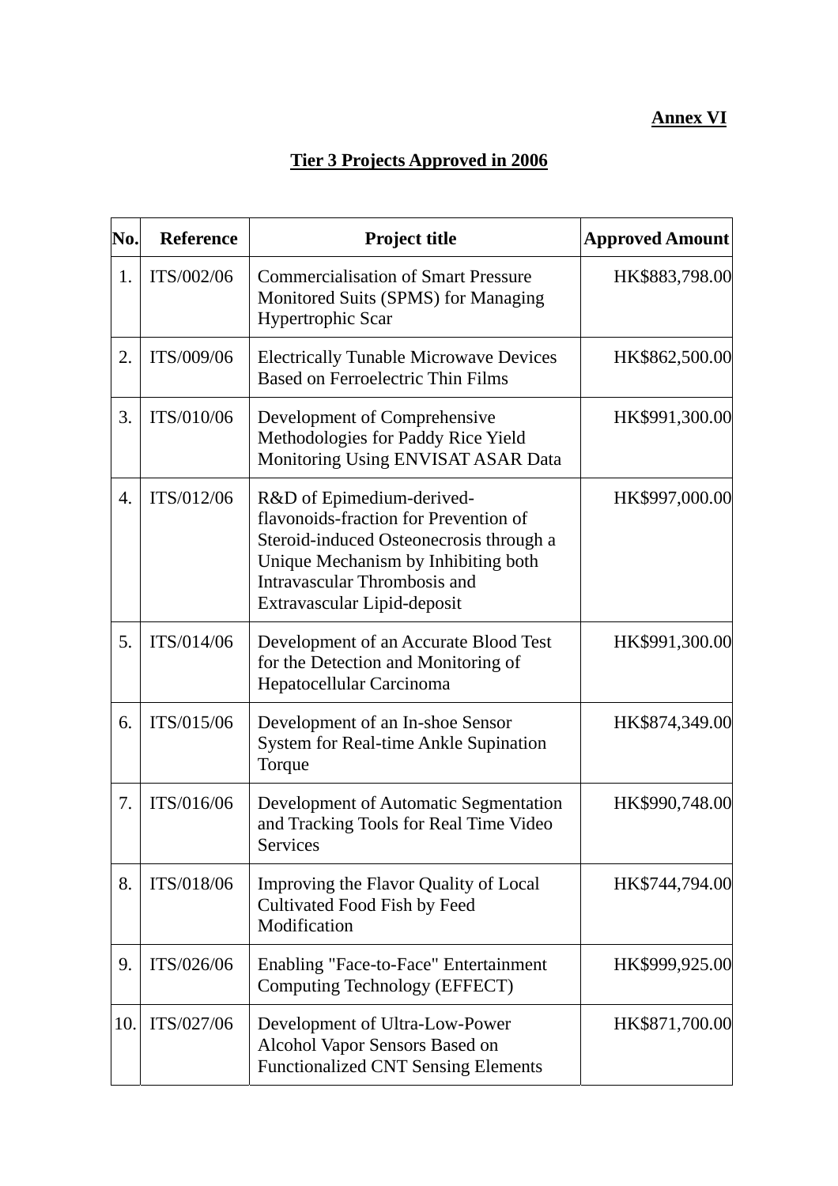**Annex VI**

## Tier 3 Projects Approved in 2006

| No. | Reference | Project title | Approved Amount |
|---|---|---|---|
| 1. | ITS/002/06 | Commercialisation of Smart Pressure Monitored Suits (SPMS) for Managing Hypertrophic Scar | HK$883,798.00 |
| 2. | ITS/009/06 | Electrically Tunable Microwave Devices Based on Ferroelectric Thin Films | HK$862,500.00 |
| 3. | ITS/010/06 | Development of Comprehensive Methodologies for Paddy Rice Yield Monitoring Using ENVISAT ASAR Data | HK$991,300.00 |
| 4. | ITS/012/06 | R&D of Epimedium-derived-flavonoids-fraction for Prevention of Steroid-induced Osteonecrosis through a Unique Mechanism by Inhibiting both Intravascular Thrombosis and Extravascular Lipid-deposit | HK$997,000.00 |
| 5. | ITS/014/06 | Development of an Accurate Blood Test for the Detection and Monitoring of Hepatocellular Carcinoma | HK$991,300.00 |
| 6. | ITS/015/06 | Development of an In-shoe Sensor System for Real-time Ankle Supination Torque | HK$874,349.00 |
| 7. | ITS/016/06 | Development of Automatic Segmentation and Tracking Tools for Real Time Video Services | HK$990,748.00 |
| 8. | ITS/018/06 | Improving the Flavor Quality of Local Cultivated Food Fish by Feed Modification | HK$744,794.00 |
| 9. | ITS/026/06 | Enabling "Face-to-Face" Entertainment Computing Technology (EFFECT) | HK$999,925.00 |
| 10. | ITS/027/06 | Development of Ultra-Low-Power Alcohol Vapor Sensors Based on Functionalized CNT Sensing Elements | HK$871,700.00 |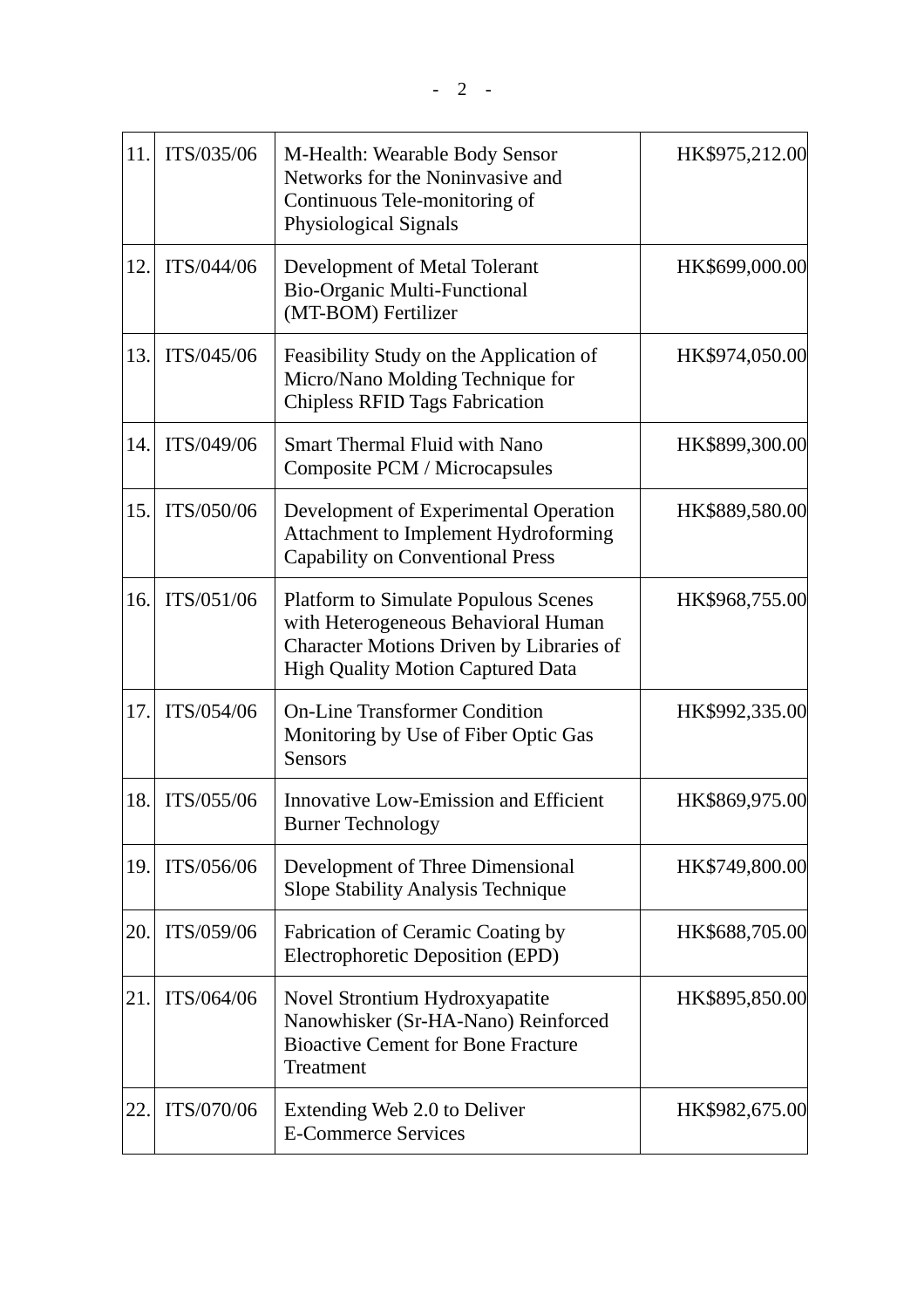| | | | |
|---|---|---|---|
| 11. | ITS/035/06 | M-Health: Wearable Body Sensor Networks for the Noninvasive and Continuous Tele-monitoring of Physiological Signals | HK$975,212.00 |
| 12. | ITS/044/06 | Development of Metal Tolerant Bio-Organic Multi-Functional (MT-BOM) Fertilizer | HK$699,000.00 |
| 13. | ITS/045/06 | Feasibility Study on the Application of Micro/Nano Molding Technique for Chipless RFID Tags Fabrication | HK$974,050.00 |
| 14. | ITS/049/06 | Smart Thermal Fluid with Nano Composite PCM / Microcapsules | HK$899,300.00 |
| 15. | ITS/050/06 | Development of Experimental Operation Attachment to Implement Hydroforming Capability on Conventional Press | HK$889,580.00 |
| 16. | ITS/051/06 | Platform to Simulate Populous Scenes with Heterogeneous Behavioral Human Character Motions Driven by Libraries of High Quality Motion Captured Data | HK$968,755.00 |
| 17. | ITS/054/06 | On-Line Transformer Condition Monitoring by Use of Fiber Optic Gas Sensors | HK$992,335.00 |
| 18. | ITS/055/06 | Innovative Low-Emission and Efficient Burner Technology | HK$869,975.00 |
| 19. | ITS/056/06 | Development of Three Dimensional Slope Stability Analysis Technique | HK$749,800.00 |
| 20. | ITS/059/06 | Fabrication of Ceramic Coating by Electrophoretic Deposition (EPD) | HK$688,705.00 |
| 21. | ITS/064/06 | Novel Strontium Hydroxyapatite Nanowhisker (Sr-HA-Nano) Reinforced Bioactive Cement for Bone Fracture Treatment | HK$895,850.00 |
| 22. | ITS/070/06 | Extending Web 2.0 to Deliver E-Commerce Services | HK$982,675.00 |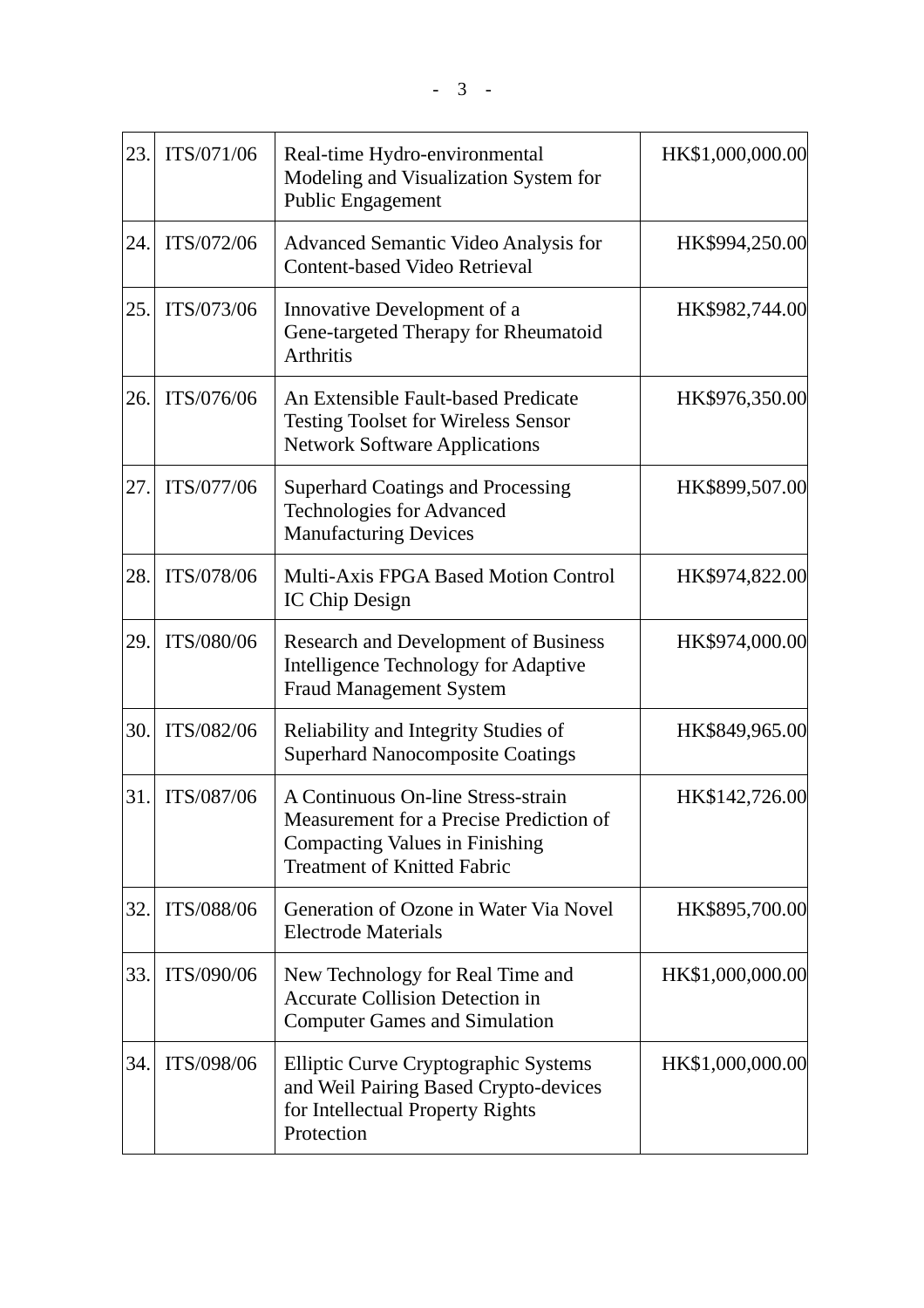| | | | |
|---|---|---|---|
| 23. | ITS/071/06 | Real-time Hydro-environmental Modeling and Visualization System for Public Engagement | HK$1,000,000.00 |
| 24. | ITS/072/06 | Advanced Semantic Video Analysis for Content-based Video Retrieval | HK$994,250.00 |
| 25. | ITS/073/06 | Innovative Development of a Gene-targeted Therapy for Rheumatoid Arthritis | HK$982,744.00 |
| 26. | ITS/076/06 | An Extensible Fault-based Predicate Testing Toolset for Wireless Sensor Network Software Applications | HK$976,350.00 |
| 27. | ITS/077/06 | Superhard Coatings and Processing Technologies for Advanced Manufacturing Devices | HK$899,507.00 |
| 28. | ITS/078/06 | Multi-Axis FPGA Based Motion Control IC Chip Design | HK$974,822.00 |
| 29. | ITS/080/06 | Research and Development of Business Intelligence Technology for Adaptive Fraud Management System | HK$974,000.00 |
| 30. | ITS/082/06 | Reliability and Integrity Studies of Superhard Nanocomposite Coatings | HK$849,965.00 |
| 31. | ITS/087/06 | A Continuous On-line Stress-strain Measurement for a Precise Prediction of Compacting Values in Finishing Treatment of Knitted Fabric | HK$142,726.00 |
| 32. | ITS/088/06 | Generation of Ozone in Water Via Novel Electrode Materials | HK$895,700.00 |
| 33. | ITS/090/06 | New Technology for Real Time and Accurate Collision Detection in Computer Games and Simulation | HK$1,000,000.00 |
| 34. | ITS/098/06 | Elliptic Curve Cryptographic Systems and Weil Pairing Based Crypto-devices for Intellectual Property Rights Protection | HK$1,000,000.00 |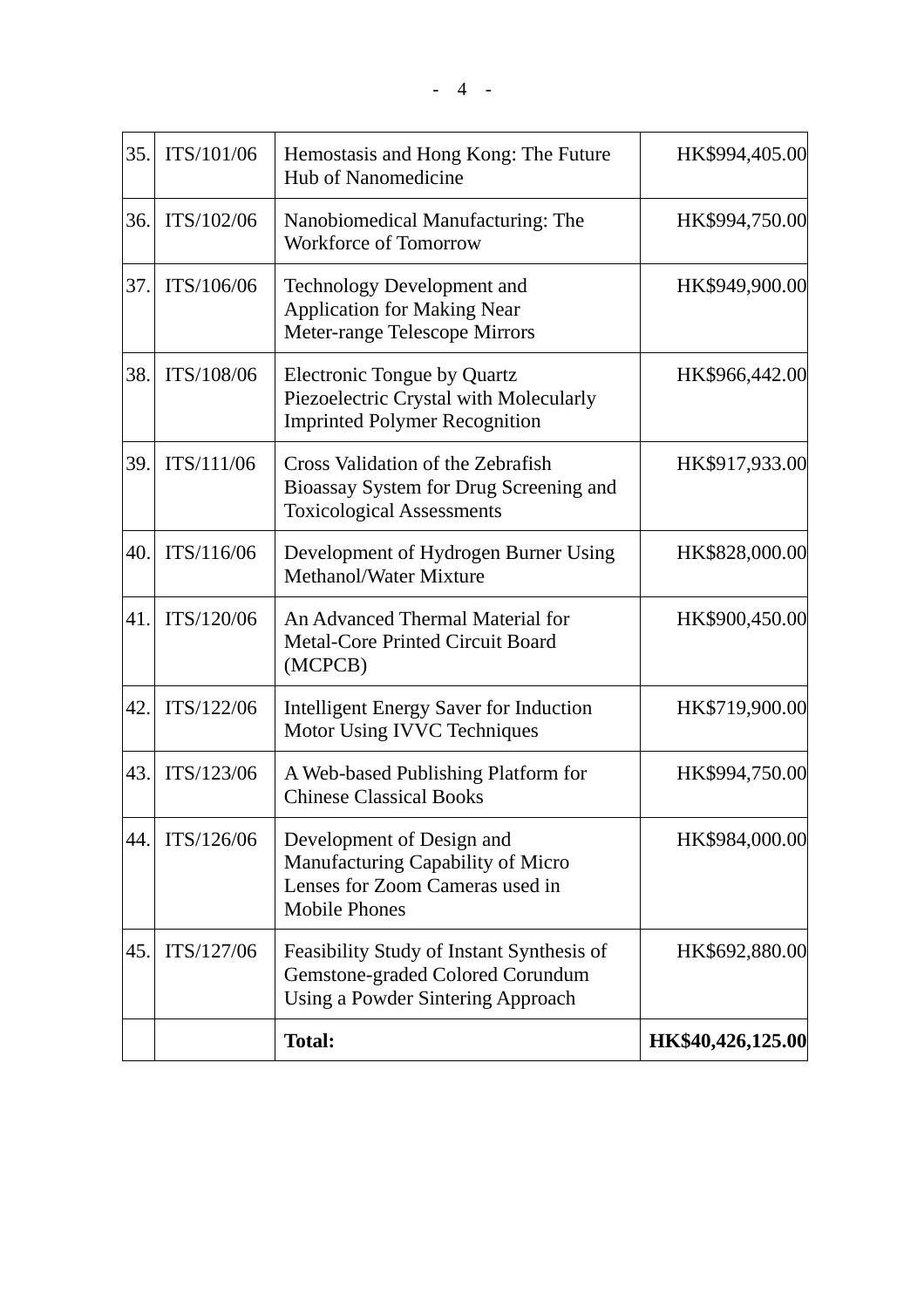| | | | |
|---|---|---|---|
| 35. | ITS/101/06 | Hemostasis and Hong Kong: The Future Hub of Nanomedicine | HK$994,405.00 |
| 36. | ITS/102/06 | Nanobiomedical Manufacturing: The Workforce of Tomorrow | HK$994,750.00 |
| 37. | ITS/106/06 | Technology Development and Application for Making Near Meter-range Telescope Mirrors | HK$949,900.00 |
| 38. | ITS/108/06 | Electronic Tongue by Quartz Piezoelectric Crystal with Molecularly Imprinted Polymer Recognition | HK$966,442.00 |
| 39. | ITS/111/06 | Cross Validation of the Zebrafish Bioassay System for Drug Screening and Toxicological Assessments | HK$917,933.00 |
| 40. | ITS/116/06 | Development of Hydrogen Burner Using Methanol/Water Mixture | HK$828,000.00 |
| 41. | ITS/120/06 | An Advanced Thermal Material for Metal-Core Printed Circuit Board (MCPCB) | HK$900,450.00 |
| 42. | ITS/122/06 | Intelligent Energy Saver for Induction Motor Using IVVC Techniques | HK$719,900.00 |
| 43. | ITS/123/06 | A Web-based Publishing Platform for Chinese Classical Books | HK$994,750.00 |
| 44. | ITS/126/06 | Development of Design and Manufacturing Capability of Micro Lenses for Zoom Cameras used in Mobile Phones | HK$984,000.00 |
| 45. | ITS/127/06 | Feasibility Study of Instant Synthesis of Gemstone-graded Colored Corundum Using a Powder Sintering Approach | HK$692,880.00 |
| | | **Total:** | **HK$40,426,125.00** |